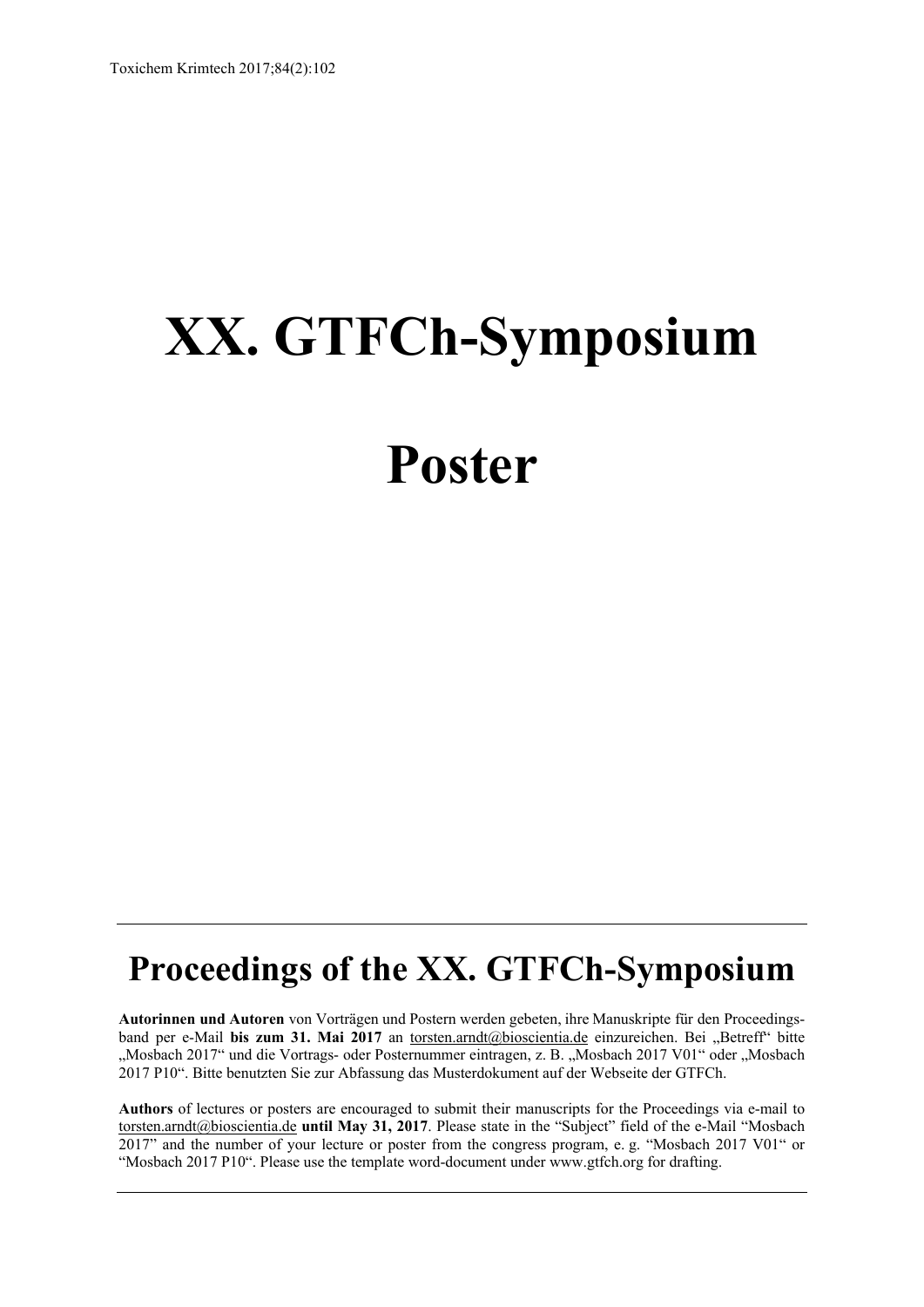# XX. GTFCh-Symposium

# Poster

## Proceedings of the XX. GTFCh-Symposium

**Autorinnen und Autoren** von Vorträgen und Postern werden gebeten, ihre Manuskripte für den Proceedingsband per e-Mail **bis zum 31. Mai 2017** an torsten.arndt@bioscientia.de einzureichen. Bei „Betreff" bitte „Mosbach 2017" und die Vortrags- oder Posternummer eintragen, z. B. „Mosbach 2017 V01" oder „Mosbach 2017 P10". Bitte benutzten Sie zur Abfassung das Musterdokument auf der Webseite der GTFCh.

**Authors** of lectures or posters are encouraged to submit their manuscripts for the Proceedings via e-mail to torsten.arndt@bioscientia.de **until May 31, 2017**. Please state in the "Subject" field of the e-Mail "Mosbach 2017" and the number of your lecture or poster from the congress program, e. g. "Mosbach 2017 V01" or "Mosbach 2017 P10". Please use the template word-document under www.gtfch.org for drafting.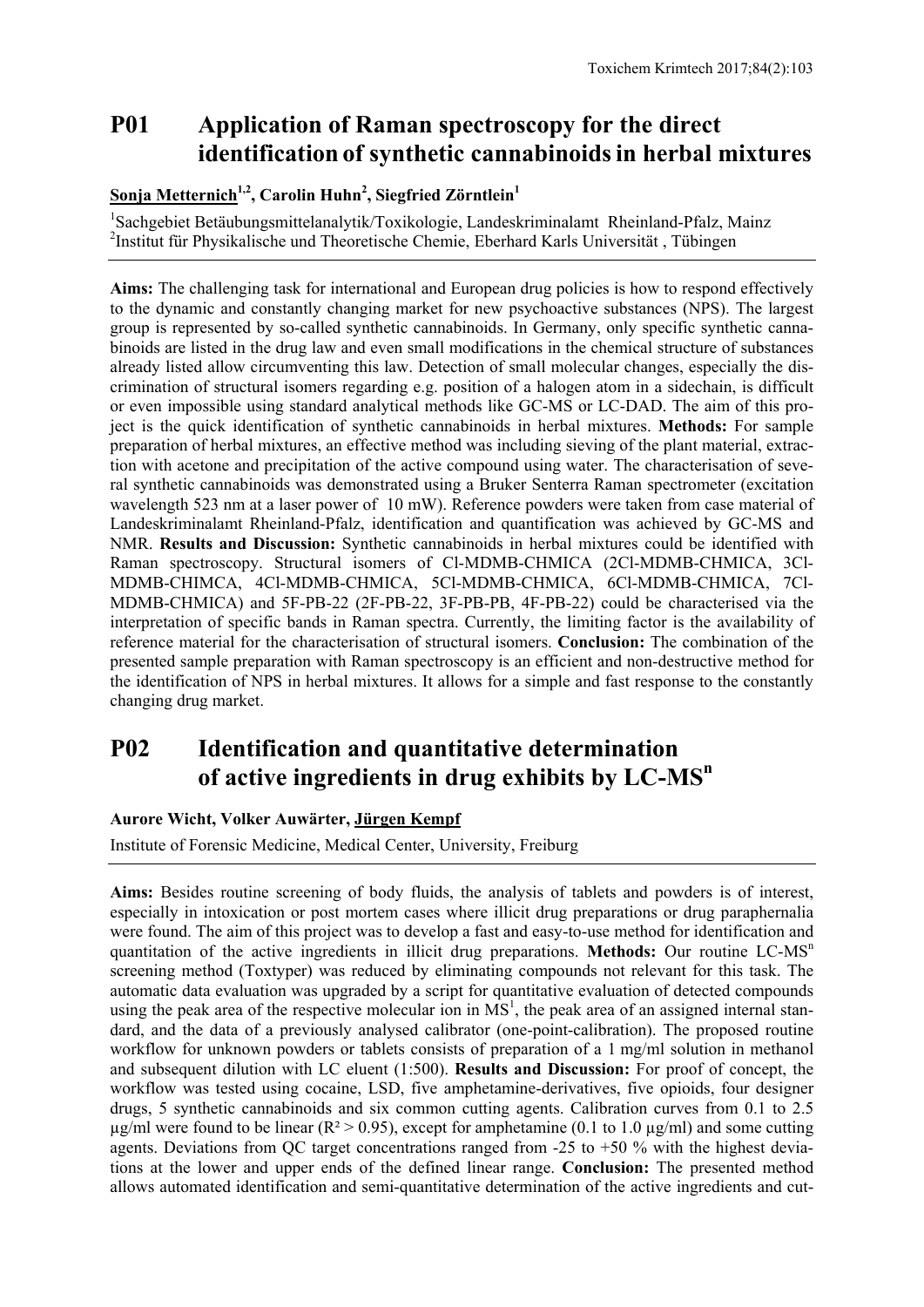## P01 Application of Raman spectroscopy for the direct identification of synthetic cannabinoids in herbal mixtures

**Sonja Metternich[1,2], Carolin Huhn[2], Siegfried Zörntlein[1]**

[1]Sachgebiet Betäubungsmittelanalytik/Toxikologie, Landeskriminalamt Rheinland-Pfalz, Mainz
[2]Institut für Physikalische und Theoretische Chemie, Eberhard Karls Universität , Tübingen

**Aims:** The challenging task for international and European drug policies is how to respond effectively to the dynamic and constantly changing market for new psychoactive substances (NPS). The largest group is represented by so-called synthetic cannabinoids. In Germany, only specific synthetic cannabinoids are listed in the drug law and even small modifications in the chemical structure of substances already listed allow circumventing this law. Detection of small molecular changes, especially the discrimination of structural isomers regarding e.g. position of a halogen atom in a sidechain, is difficult or even impossible using standard analytical methods like GC-MS or LC-DAD. The aim of this project is the quick identification of synthetic cannabinoids in herbal mixtures. **Methods:** For sample preparation of herbal mixtures, an effective method was including sieving of the plant material, extraction with acetone and precipitation of the active compound using water. The characterisation of several synthetic cannabinoids was demonstrated using a Bruker Senterra Raman spectrometer (excitation wavelength 523 nm at a laser power of 10 mW). Reference powders were taken from case material of Landeskriminalamt Rheinland-Pfalz, identification and quantification was achieved by GC-MS and NMR. **Results and Discussion:** Synthetic cannabinoids in herbal mixtures could be identified with Raman spectroscopy. Structural isomers of Cl-MDMB-CHMICA (2Cl-MDMB-CHMICA, 3Cl-MDMB-CHIMCA, 4Cl-MDMB-CHMICA, 5Cl-MDMB-CHMICA, 6Cl-MDMB-CHMICA, 7Cl-MDMB-CHMICA) and 5F-PB-22 (2F-PB-22, 3F-PB-PB, 4F-PB-22) could be characterised via the interpretation of specific bands in Raman spectra. Currently, the limiting factor is the availability of reference material for the characterisation of structural isomers. **Conclusion:** The combination of the presented sample preparation with Raman spectroscopy is an efficient and non-destructive method for the identification of NPS in herbal mixtures. It allows for a simple and fast response to the constantly changing drug market.

## P02 Identification and quantitative determination of active ingredients in drug exhibits by LC-$MS^n$

**Aurore Wicht, Volker Auwärter, Jürgen Kempf**

Institute of Forensic Medicine, Medical Center, University, Freiburg

**Aims:** Besides routine screening of body fluids, the analysis of tablets and powders is of interest, especially in intoxication or post mortem cases where illicit drug preparations or drug paraphernalia were found. The aim of this project was to develop a fast and easy-to-use method for identification and quantitation of the active ingredients in illicit drug preparations. **Methods:** Our routine LC-$MS^n$ screening method (Toxtyper) was reduced by eliminating compounds not relevant for this task. The automatic data evaluation was upgraded by a script for quantitative evaluation of detected compounds using the peak area of the respective molecular ion in $MS^1$, the peak area of an assigned internal standard, and the data of a previously analysed calibrator (one-point-calibration). The proposed routine workflow for unknown powders or tablets consists of preparation of a 1 mg/ml solution in methanol and subsequent dilution with LC eluent (1:500). **Results and Discussion:** For proof of concept, the workflow was tested using cocaine, LSD, five amphetamine-derivatives, five opioids, four designer drugs, 5 synthetic cannabinoids and six common cutting agents. Calibration curves from 0.1 to 2.5 µg/ml were found to be linear ($R^2 > 0.95$), except for amphetamine (0.1 to 1.0 µg/ml) and some cutting agents. Deviations from QC target concentrations ranged from -25 to +50 % with the highest deviations at the lower and upper ends of the defined linear range. **Conclusion:** The presented method allows automated identification and semi-quantitative determination of the active ingredients and cut-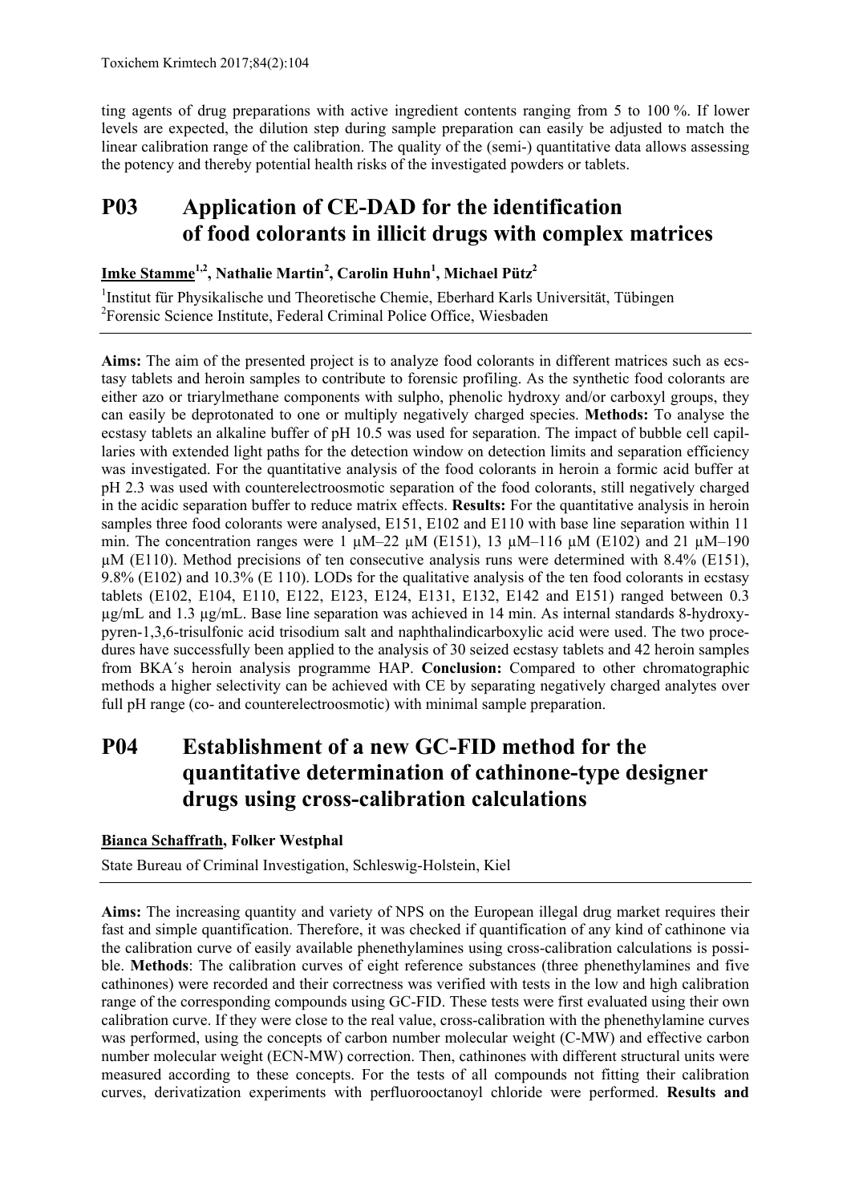ting agents of drug preparations with active ingredient contents ranging from 5 to 100 %. If lower levels are expected, the dilution step during sample preparation can easily be adjusted to match the linear calibration range of the calibration. The quality of the (semi-) quantitative data allows assessing the potency and thereby potential health risks of the investigated powders or tablets.

## P03 Application of CE-DAD for the identification of food colorants in illicit drugs with complex matrices

**Imke Stamme[1,2], Nathalie Martin[2], Carolin Huhn[1], Michael Pütz[2]**

[1]Institut für Physikalische und Theoretische Chemie, Eberhard Karls Universität, Tübingen
[2]Forensic Science Institute, Federal Criminal Police Office, Wiesbaden

**Aims:** The aim of the presented project is to analyze food colorants in different matrices such as ecstasy tablets and heroin samples to contribute to forensic profiling. As the synthetic food colorants are either azo or triarylmethane components with sulpho, phenolic hydroxy and/or carboxyl groups, they can easily be deprotonated to one or multiply negatively charged species. **Methods:** To analyse the ecstasy tablets an alkaline buffer of pH 10.5 was used for separation. The impact of bubble cell capillaries with extended light paths for the detection window on detection limits and separation efficiency was investigated. For the quantitative analysis of the food colorants in heroin a formic acid buffer at pH 2.3 was used with counterelectroosmotic separation of the food colorants, still negatively charged in the acidic separation buffer to reduce matrix effects. **Results:** For the quantitative analysis in heroin samples three food colorants were analysed, E151, E102 and E110 with base line separation within 11 min. The concentration ranges were 1 µM–22 µM (E151), 13 µM–116 µM (E102) and 21 µM–190 µM (E110). Method precisions of ten consecutive analysis runs were determined with 8.4% (E151), 9.8% (E102) and 10.3% (E 110). LODs for the qualitative analysis of the ten food colorants in ecstasy tablets (E102, E104, E110, E122, E123, E124, E131, E132, E142 and E151) ranged between 0.3 µg/mL and 1.3 µg/mL. Base line separation was achieved in 14 min. As internal standards 8-hydroxypyren-1,3,6-trisulfonic acid trisodium salt and naphthalindicarboxylic acid were used. The two procedures have successfully been applied to the analysis of 30 seized ecstasy tablets and 42 heroin samples from BKA´s heroin analysis programme HAP. **Conclusion:** Compared to other chromatographic methods a higher selectivity can be achieved with CE by separating negatively charged analytes over full pH range (co- and counterelectroosmotic) with minimal sample preparation.

## P04 Establishment of a new GC-FID method for the quantitative determination of cathinone-type designer drugs using cross-calibration calculations

**Bianca Schaffrath, Folker Westphal**

State Bureau of Criminal Investigation, Schleswig-Holstein, Kiel

**Aims:** The increasing quantity and variety of NPS on the European illegal drug market requires their fast and simple quantification. Therefore, it was checked if quantification of any kind of cathinone via the calibration curve of easily available phenethylamines using cross-calibration calculations is possible. **Methods**: The calibration curves of eight reference substances (three phenethylamines and five cathinones) were recorded and their correctness was verified with tests in the low and high calibration range of the corresponding compounds using GC-FID. These tests were first evaluated using their own calibration curve. If they were close to the real value, cross-calibration with the phenethylamine curves was performed, using the concepts of carbon number molecular weight (C-MW) and effective carbon number molecular weight (ECN-MW) correction. Then, cathinones with different structural units were measured according to these concepts. For the tests of all compounds not fitting their calibration curves, derivatization experiments with perfluorooctanoyl chloride were performed. **Results and**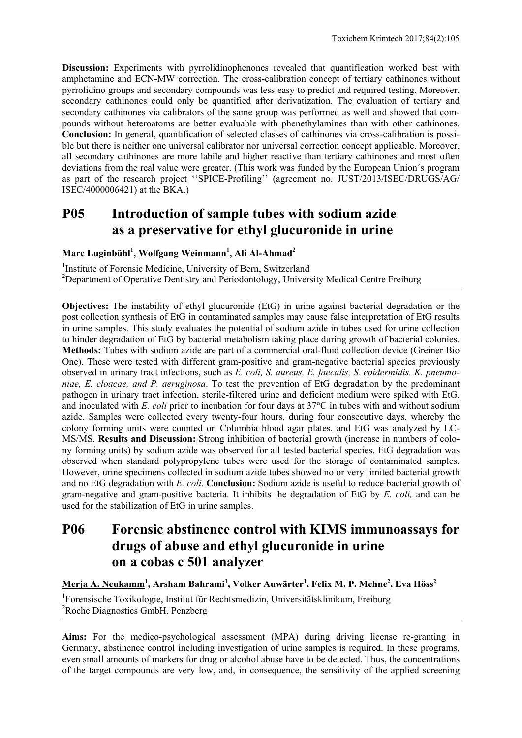**Discussion:** Experiments with pyrrolidinophenones revealed that quantification worked best with amphetamine and ECN-MW correction. The cross-calibration concept of tertiary cathinones without pyrrolidino groups and secondary compounds was less easy to predict and required testing. Moreover, secondary cathinones could only be quantified after derivatization. The evaluation of tertiary and secondary cathinones via calibrators of the same group was performed as well and showed that compounds without heteroatoms are better evaluable with phenethylamines than with other cathinones. **Conclusion:** In general, quantification of selected classes of cathinones via cross-calibration is possible but there is neither one universal calibrator nor universal correction concept applicable. Moreover, all secondary cathinones are more labile and higher reactive than tertiary cathinones and most often deviations from the real value were greater. (This work was funded by the European Union´s program as part of the research project ''SPICE-Profiling'' (agreement no. JUST/2013/ISEC/DRUGS/AG/ISEC/4000006421) at the BKA.)

## P05 Introduction of sample tubes with sodium azide as a preservative for ethyl glucuronide in urine

**Marc Luginbühl[1], Wolfgang Weinmann[1], Ali Al-Ahmad[2]**

[1]Institute of Forensic Medicine, University of Bern, Switzerland
[2]Department of Operative Dentistry and Periodontology, University Medical Centre Freiburg

**Objectives:** The instability of ethyl glucuronide (EtG) in urine against bacterial degradation or the post collection synthesis of EtG in contaminated samples may cause false interpretation of EtG results in urine samples. This study evaluates the potential of sodium azide in tubes used for urine collection to hinder degradation of EtG by bacterial metabolism taking place during growth of bacterial colonies. **Methods:** Tubes with sodium azide are part of a commercial oral-fluid collection device (Greiner Bio One). These were tested with different gram-positive and gram-negative bacterial species previously observed in urinary tract infections, such as *E. coli, S. aureus, E. faecalis, S. epidermidis, K. pneumoniae, E. cloacae, and P. aeruginosa*. To test the prevention of EtG degradation by the predominant pathogen in urinary tract infection, sterile-filtered urine and deficient medium were spiked with EtG, and inoculated with *E. coli* prior to incubation for four days at 37°C in tubes with and without sodium azide. Samples were collected every twenty-four hours, during four consecutive days, whereby the colony forming units were counted on Columbia blood agar plates, and EtG was analyzed by LC-MS/MS. **Results and Discussion:** Strong inhibition of bacterial growth (increase in numbers of colony forming units) by sodium azide was observed for all tested bacterial species. EtG degradation was observed when standard polypropylene tubes were used for the storage of contaminated samples. However, urine specimens collected in sodium azide tubes showed no or very limited bacterial growth and no EtG degradation with *E. coli*. **Conclusion:** Sodium azide is useful to reduce bacterial growth of gram-negative and gram-positive bacteria. It inhibits the degradation of EtG by *E. coli,* and can be used for the stabilization of EtG in urine samples.

## P06 Forensic abstinence control with KIMS immunoassays for drugs of abuse and ethyl glucuronide in urine on a cobas c 501 analyzer

**Merja A. Neukamm[1], Arsham Bahrami[1], Volker Auwärter[1], Felix M. P. Mehne[2], Eva Höss[2]**

[1]Forensische Toxikologie, Institut für Rechtsmedizin, Universitätsklinikum, Freiburg
[2]Roche Diagnostics GmbH, Penzberg

**Aims:** For the medico-psychological assessment (MPA) during driving license re-granting in Germany, abstinence control including investigation of urine samples is required. In these programs, even small amounts of markers for drug or alcohol abuse have to be detected. Thus, the concentrations of the target compounds are very low, and, in consequence, the sensitivity of the applied screening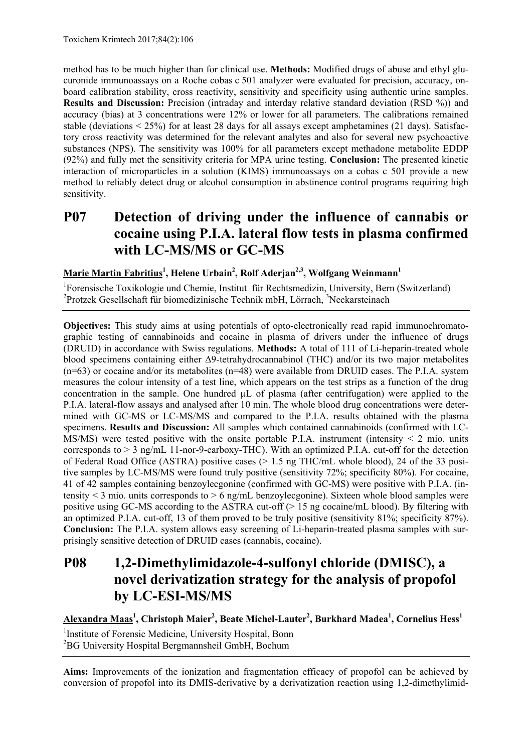method has to be much higher than for clinical use. **Methods:** Modified drugs of abuse and ethyl glucuronide immunoassays on a Roche cobas c 501 analyzer were evaluated for precision, accuracy, onboard calibration stability, cross reactivity, sensitivity and specificity using authentic urine samples. **Results and Discussion:** Precision (intraday and interday relative standard deviation (RSD %)) and accuracy (bias) at 3 concentrations were 12% or lower for all parameters. The calibrations remained stable (deviations < 25%) for at least 28 days for all assays except amphetamines (21 days). Satisfactory cross reactivity was determined for the relevant analytes and also for several new psychoactive substances (NPS). The sensitivity was 100% for all parameters except methadone metabolite EDDP (92%) and fully met the sensitivity criteria for MPA urine testing. **Conclusion:** The presented kinetic interaction of microparticles in a solution (KIMS) immunoassays on a cobas c 501 provide a new method to reliably detect drug or alcohol consumption in abstinence control programs requiring high sensitivity.

## P07 Detection of driving under the influence of cannabis or cocaine using P.I.A. lateral flow tests in plasma confirmed with LC-MS/MS or GC-MS

**Marie Martin Fabritius[1], Helene Urbain[2], Rolf Aderjan[2,3], Wolfgang Weinmann[1]**

[1]Forensische Toxikologie und Chemie, Institut für Rechtsmedizin, University, Bern (Switzerland)
[2]Protzek Gesellschaft für biomedizinische Technik mbH, Lörrach, [3]Neckarsteinach

**Objectives:** This study aims at using potentials of opto-electronically read rapid immunochromatographic testing of cannabinoids and cocaine in plasma of drivers under the influence of drugs (DRUID) in accordance with Swiss regulations. **Methods:** A total of 111 of Li-heparin-treated whole blood specimens containing either Δ9-tetrahydrocannabinol (THC) and/or its two major metabolites (n=63) or cocaine and/or its metabolites (n=48) were available from DRUID cases. The P.I.A. system measures the colour intensity of a test line, which appears on the test strips as a function of the drug concentration in the sample. One hundred µL of plasma (after centrifugation) were applied to the P.I.A. lateral-flow assays and analysed after 10 min. The whole blood drug concentrations were determined with GC-MS or LC-MS/MS and compared to the P.I.A. results obtained with the plasma specimens. **Results and Discussion:** All samples which contained cannabinoids (confirmed with LC-MS/MS) were tested positive with the onsite portable P.I.A. instrument (intensity < 2 mio. units corresponds to > 3 ng/mL 11-nor-9-carboxy-THC). With an optimized P.I.A. cut-off for the detection of Federal Road Office (ASTRA) positive cases (> 1.5 ng THC/mL whole blood), 24 of the 33 positive samples by LC-MS/MS were found truly positive (sensitivity 72%; specificity 80%). For cocaine, 41 of 42 samples containing benzoylecgonine (confirmed with GC-MS) were positive with P.I.A. (intensity < 3 mio. units corresponds to > 6 ng/mL benzoylecgonine). Sixteen whole blood samples were positive using GC-MS according to the ASTRA cut-off (> 15 ng cocaine/mL blood). By filtering with an optimized P.I.A. cut-off, 13 of them proved to be truly positive (sensitivity 81%; specificity 87%). **Conclusion:** The P.I.A. system allows easy screening of Li-heparin-treated plasma samples with surprisingly sensitive detection of DRUID cases (cannabis, cocaine).

## P08 1,2-Dimethylimidazole-4-sulfonyl chloride (DMISC), a novel derivatization strategy for the analysis of propofol by LC-ESI-MS/MS

**Alexandra Maas[1], Christoph Maier[2], Beate Michel-Lauter[2], Burkhard Madea[1], Cornelius Hess[1]**

[1]Institute of Forensic Medicine, University Hospital, Bonn
[2]BG University Hospital Bergmannsheil GmbH, Bochum

**Aims:** Improvements of the ionization and fragmentation efficacy of propofol can be achieved by conversion of propofol into its DMIS-derivative by a derivatization reaction using 1,2-dimethylimid-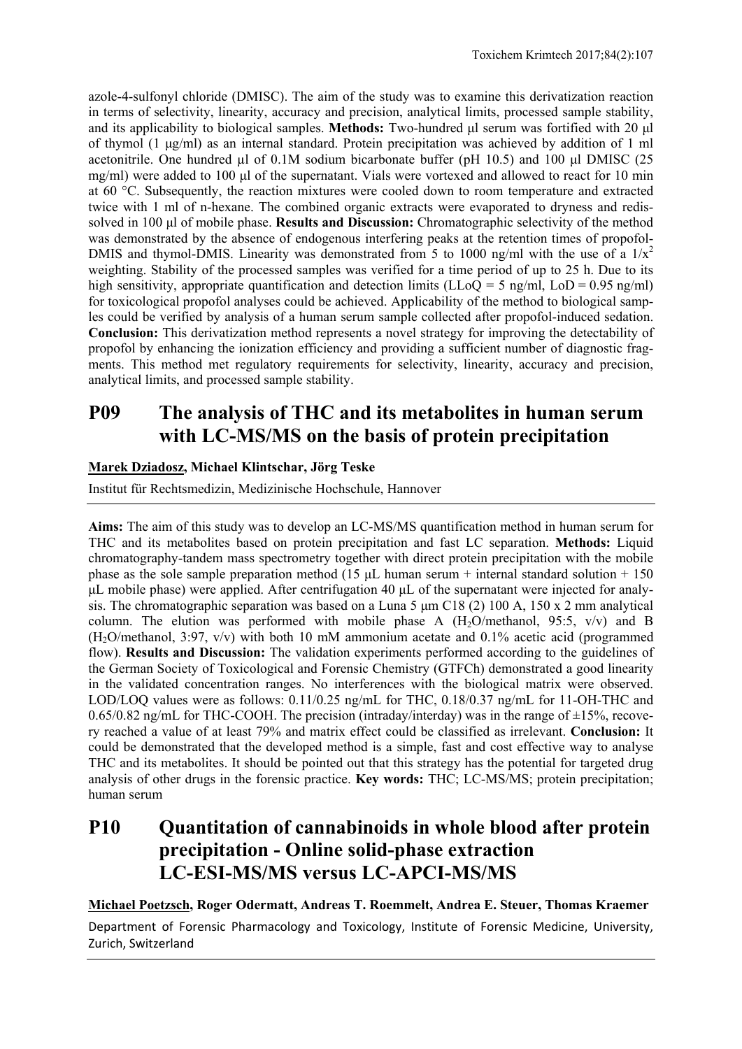azole-4-sulfonyl chloride (DMISC). The aim of the study was to examine this derivatization reaction in terms of selectivity, linearity, accuracy and precision, analytical limits, processed sample stability, and its applicability to biological samples. **Methods:** Two-hundred µl serum was fortified with 20 µl of thymol (1 µg/ml) as an internal standard. Protein precipitation was achieved by addition of 1 ml acetonitrile. One hundred µl of 0.1M sodium bicarbonate buffer (pH 10.5) and 100 µl DMISC (25 mg/ml) were added to 100 µl of the supernatant. Vials were vortexed and allowed to react for 10 min at 60 °C. Subsequently, the reaction mixtures were cooled down to room temperature and extracted twice with 1 ml of n-hexane. The combined organic extracts were evaporated to dryness and redissolved in 100 µl of mobile phase. **Results and Discussion:** Chromatographic selectivity of the method was demonstrated by the absence of endogenous interfering peaks at the retention times of propofol-DMIS and thymol-DMIS. Linearity was demonstrated from 5 to 1000 ng/ml with the use of a $1/x^2$ weighting. Stability of the processed samples was verified for a time period of up to 25 h. Due to its high sensitivity, appropriate quantification and detection limits (LLoQ = 5 ng/ml, LoD = 0.95 ng/ml) for toxicological propofol analyses could be achieved. Applicability of the method to biological samples could be verified by analysis of a human serum sample collected after propofol-induced sedation. **Conclusion:** This derivatization method represents a novel strategy for improving the detectability of propofol by enhancing the ionization efficiency and providing a sufficient number of diagnostic fragments. This method met regulatory requirements for selectivity, linearity, accuracy and precision, analytical limits, and processed sample stability.

## P09 The analysis of THC and its metabolites in human serum with LC-MS/MS on the basis of protein precipitation

**Marek Dziadosz, Michael Klintschar, Jörg Teske**

Institut für Rechtsmedizin, Medizinische Hochschule, Hannover

**Aims:** The aim of this study was to develop an LC-MS/MS quantification method in human serum for THC and its metabolites based on protein precipitation and fast LC separation. **Methods:** Liquid chromatography-tandem mass spectrometry together with direct protein precipitation with the mobile phase as the sole sample preparation method (15 µL human serum + internal standard solution + 150 µL mobile phase) were applied. After centrifugation 40 µL of the supernatant were injected for analysis. The chromatographic separation was based on a Luna 5 µm C18 (2) 100 A, 150 x 2 mm analytical column. The elution was performed with mobile phase A ($H_2O$/methanol, 95:5, v/v) and B ($H_2O$/methanol, 3:97, v/v) with both 10 mM ammonium acetate and 0.1% acetic acid (programmed flow). **Results and Discussion:** The validation experiments performed according to the guidelines of the German Society of Toxicological and Forensic Chemistry (GTFCh) demonstrated a good linearity in the validated concentration ranges. No interferences with the biological matrix were observed. LOD/LOQ values were as follows: 0.11/0.25 ng/mL for THC, 0.18/0.37 ng/mL for 11-OH-THC and 0.65/0.82 ng/mL for THC-COOH. The precision (intraday/interday) was in the range of ±15%, recovery reached a value of at least 79% and matrix effect could be classified as irrelevant. **Conclusion:** It could be demonstrated that the developed method is a simple, fast and cost effective way to analyse THC and its metabolites. It should be pointed out that this strategy has the potential for targeted drug analysis of other drugs in the forensic practice. **Key words:** THC; LC-MS/MS; protein precipitation; human serum

## P10 Quantitation of cannabinoids in whole blood after protein precipitation - Online solid-phase extraction LC-ESI-MS/MS versus LC-APCI-MS/MS

**Michael Poetzsch, Roger Odermatt, Andreas T. Roemmelt, Andrea E. Steuer, Thomas Kraemer**

Department of Forensic Pharmacology and Toxicology, Institute of Forensic Medicine, University, Zurich, Switzerland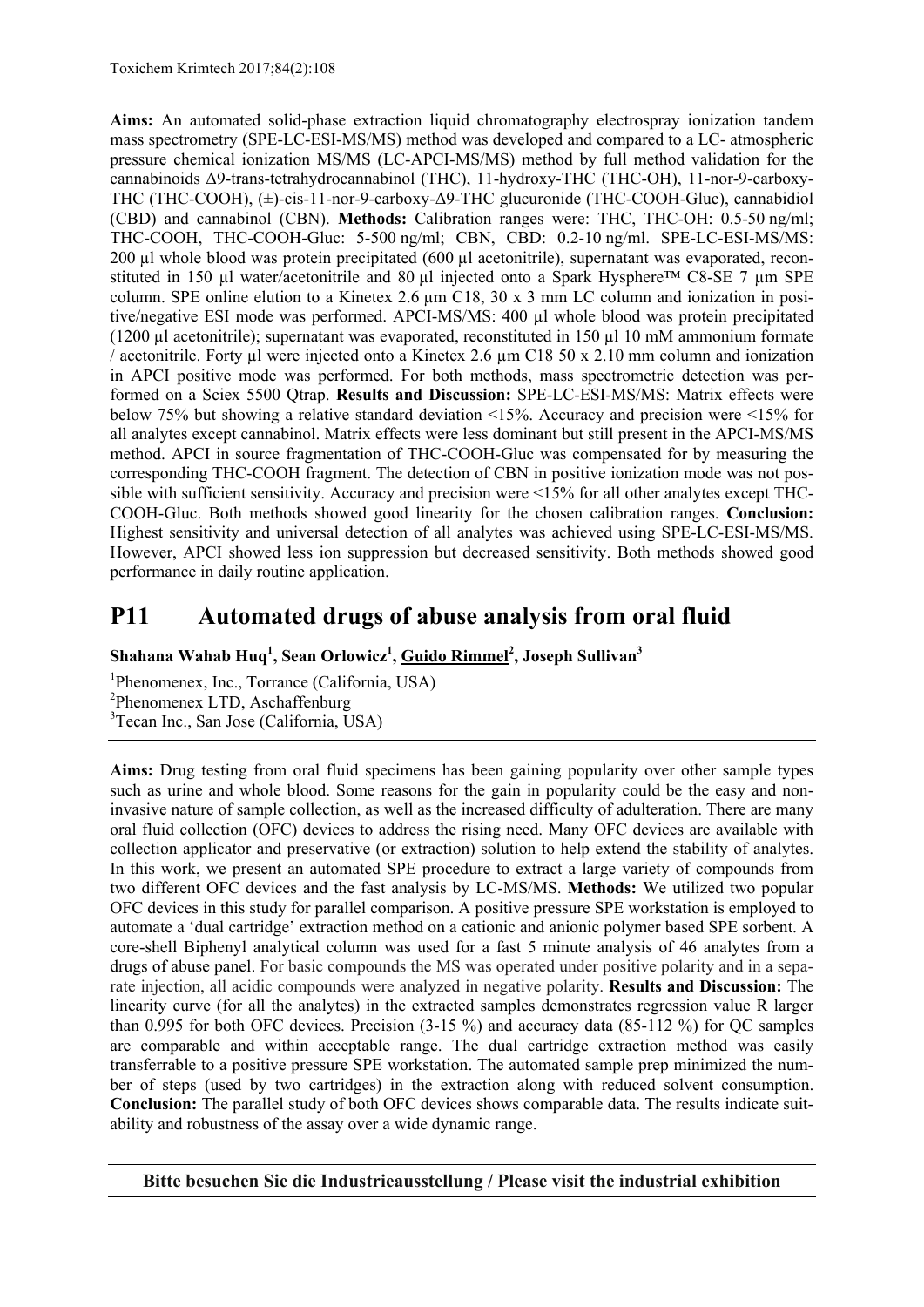**Aims:** An automated solid-phase extraction liquid chromatography electrospray ionization tandem mass spectrometry (SPE-LC-ESI-MS/MS) method was developed and compared to a LC- atmospheric pressure chemical ionization MS/MS (LC-APCI-MS/MS) method by full method validation for the cannabinoids Δ9-trans-tetrahydrocannabinol (THC), 11-hydroxy-THC (THC-OH), 11-nor-9-carboxy-THC (THC-COOH), (±)-cis-11-nor-9-carboxy-Δ9-THC glucuronide (THC-COOH-Gluc), cannabidiol (CBD) and cannabinol (CBN). **Methods:** Calibration ranges were: THC, THC-OH: 0.5-50 ng/ml; THC-COOH, THC-COOH-Gluc: 5-500 ng/ml; CBN, CBD: 0.2-10 ng/ml. SPE-LC-ESI-MS/MS: 200 µl whole blood was protein precipitated (600 µl acetonitrile), supernatant was evaporated, reconstituted in 150 µl water/acetonitrile and 80 µl injected onto a Spark Hysphere™ C8-SE 7 µm SPE column. SPE online elution to a Kinetex 2.6 µm C18, 30 x 3 mm LC column and ionization in positive/negative ESI mode was performed. APCI-MS/MS: 400 µl whole blood was protein precipitated (1200 µl acetonitrile); supernatant was evaporated, reconstituted in 150 µl 10 mM ammonium formate / acetonitrile. Forty µl were injected onto a Kinetex 2.6 µm C18 50 x 2.10 mm column and ionization in APCI positive mode was performed. For both methods, mass spectrometric detection was performed on a Sciex 5500 Qtrap. **Results and Discussion:** SPE-LC-ESI-MS/MS: Matrix effects were below 75% but showing a relative standard deviation <15%. Accuracy and precision were <15% for all analytes except cannabinol. Matrix effects were less dominant but still present in the APCI-MS/MS method. APCI in source fragmentation of THC-COOH-Gluc was compensated for by measuring the corresponding THC-COOH fragment. The detection of CBN in positive ionization mode was not possible with sufficient sensitivity. Accuracy and precision were <15% for all other analytes except THC-COOH-Gluc. Both methods showed good linearity for the chosen calibration ranges. **Conclusion:** Highest sensitivity and universal detection of all analytes was achieved using SPE-LC-ESI-MS/MS. However, APCI showed less ion suppression but decreased sensitivity. Both methods showed good performance in daily routine application.

## P11 Automated drugs of abuse analysis from oral fluid

**Shahana Wahab Huq[1], Sean Orlowicz[1], Guido Rimmel[2], Joseph Sullivan[3]**

[1]Phenomenex, Inc., Torrance (California, USA)
[2]Phenomenex LTD, Aschaffenburg
[3]Tecan Inc., San Jose (California, USA)

**Aims:** Drug testing from oral fluid specimens has been gaining popularity over other sample types such as urine and whole blood. Some reasons for the gain in popularity could be the easy and non-invasive nature of sample collection, as well as the increased difficulty of adulteration. There are many oral fluid collection (OFC) devices to address the rising need. Many OFC devices are available with collection applicator and preservative (or extraction) solution to help extend the stability of analytes. In this work, we present an automated SPE procedure to extract a large variety of compounds from two different OFC devices and the fast analysis by LC-MS/MS. **Methods:** We utilized two popular OFC devices in this study for parallel comparison. A positive pressure SPE workstation is employed to automate a 'dual cartridge' extraction method on a cationic and anionic polymer based SPE sorbent. A core-shell Biphenyl analytical column was used for a fast 5 minute analysis of 46 analytes from a drugs of abuse panel. For basic compounds the MS was operated under positive polarity and in a separate injection, all acidic compounds were analyzed in negative polarity. **Results and Discussion:** The linearity curve (for all the analytes) in the extracted samples demonstrates regression value R larger than 0.995 for both OFC devices. Precision (3-15 %) and accuracy data (85-112 %) for QC samples are comparable and within acceptable range. The dual cartridge extraction method was easily transferrable to a positive pressure SPE workstation. The automated sample prep minimized the number of steps (used by two cartridges) in the extraction along with reduced solvent consumption. **Conclusion:** The parallel study of both OFC devices shows comparable data. The results indicate suitability and robustness of the assay over a wide dynamic range.

**Bitte besuchen Sie die Industrieausstellung / Please visit the industrial exhibition**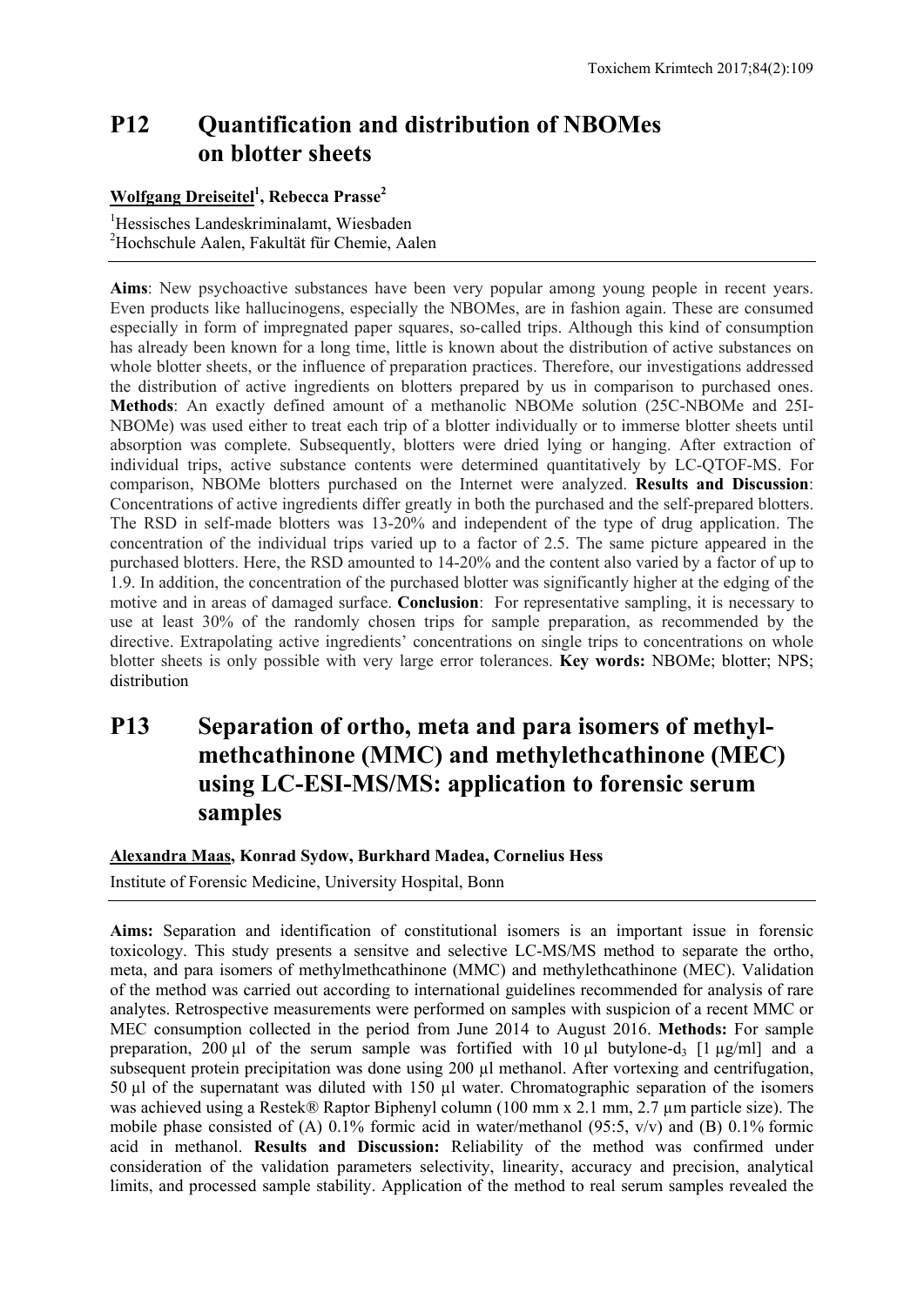## P12 Quantification and distribution of NBOMes on blotter sheets

**Wolfgang Dreiseitel[1], Rebecca Prasse[2]**

[1]Hessisches Landeskriminalamt, Wiesbaden
[2]Hochschule Aalen, Fakultät für Chemie, Aalen

**Aims**: New psychoactive substances have been very popular among young people in recent years. Even products like hallucinogens, especially the NBOMes, are in fashion again. These are consumed especially in form of impregnated paper squares, so-called trips. Although this kind of consumption has already been known for a long time, little is known about the distribution of active substances on whole blotter sheets, or the influence of preparation practices. Therefore, our investigations addressed the distribution of active ingredients on blotters prepared by us in comparison to purchased ones. **Methods**: An exactly defined amount of a methanolic NBOMe solution (25C-NBOMe and 25I-NBOMe) was used either to treat each trip of a blotter individually or to immerse blotter sheets until absorption was complete. Subsequently, blotters were dried lying or hanging. After extraction of individual trips, active substance contents were determined quantitatively by LC-QTOF-MS. For comparison, NBOMe blotters purchased on the Internet were analyzed. **Results and Discussion**: Concentrations of active ingredients differ greatly in both the purchased and the self-prepared blotters. The RSD in self-made blotters was 13-20% and independent of the type of drug application. The concentration of the individual trips varied up to a factor of 2.5. The same picture appeared in the purchased blotters. Here, the RSD amounted to 14-20% and the content also varied by a factor of up to 1.9. In addition, the concentration of the purchased blotter was significantly higher at the edging of the motive and in areas of damaged surface. **Conclusion**: For representative sampling, it is necessary to use at least 30% of the randomly chosen trips for sample preparation, as recommended by the directive. Extrapolating active ingredients' concentrations on single trips to concentrations on whole blotter sheets is only possible with very large error tolerances. **Key words:** NBOMe; blotter; NPS; distribution

## P13 Separation of ortho, meta and para isomers of methylmethcathinone (MMC) and methylethcathinone (MEC) using LC-ESI-MS/MS: application to forensic serum samples

**Alexandra Maas, Konrad Sydow, Burkhard Madea, Cornelius Hess**

Institute of Forensic Medicine, University Hospital, Bonn

**Aims:** Separation and identification of constitutional isomers is an important issue in forensic toxicology. This study presents a sensitve and selective LC-MS/MS method to separate the ortho, meta, and para isomers of methylmethcathinone (MMC) and methylethcathinone (MEC). Validation of the method was carried out according to international guidelines recommended for analysis of rare analytes. Retrospective measurements were performed on samples with suspicion of a recent MMC or MEC consumption collected in the period from June 2014 to August 2016. **Methods:** For sample preparation, 200 µl of the serum sample was fortified with 10 µl butylone-$d_3$ [1 µg/ml] and a subsequent protein precipitation was done using 200 µl methanol. After vortexing and centrifugation, 50 µl of the supernatant was diluted with 150 µl water. Chromatographic separation of the isomers was achieved using a Restek® Raptor Biphenyl column (100 mm x 2.1 mm, 2.7 µm particle size). The mobile phase consisted of (A) 0.1% formic acid in water/methanol (95:5, v/v) and (B) 0.1% formic acid in methanol. **Results and Discussion:** Reliability of the method was confirmed under consideration of the validation parameters selectivity, linearity, accuracy and precision, analytical limits, and processed sample stability. Application of the method to real serum samples revealed the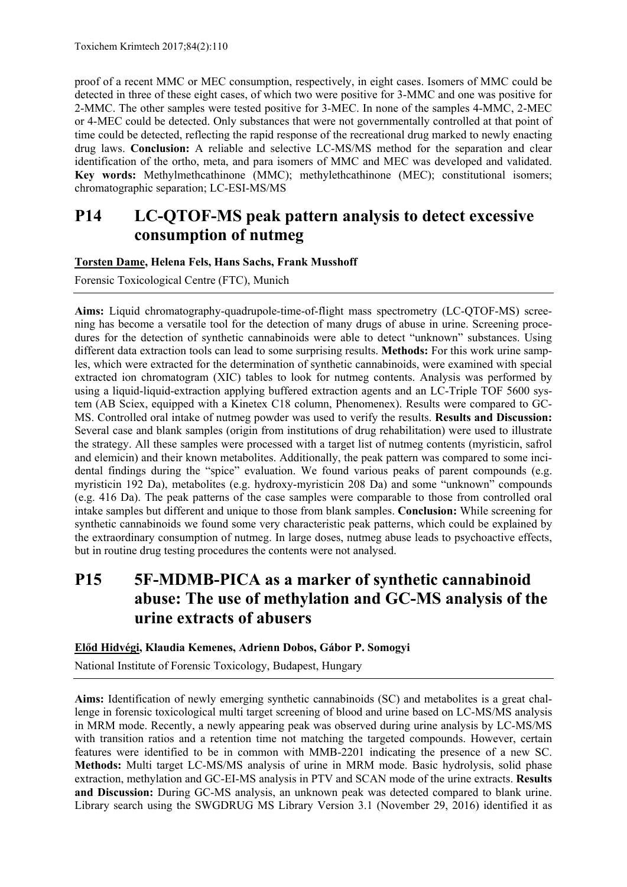proof of a recent MMC or MEC consumption, respectively, in eight cases. Isomers of MMC could be detected in three of these eight cases, of which two were positive for 3-MMC and one was positive for 2-MMC. The other samples were tested positive for 3-MEC. In none of the samples 4-MMC, 2-MEC or 4-MEC could be detected. Only substances that were not governmentally controlled at that point of time could be detected, reflecting the rapid response of the recreational drug marked to newly enacting drug laws. **Conclusion:** A reliable and selective LC-MS/MS method for the separation and clear identification of the ortho, meta, and para isomers of MMC and MEC was developed and validated. **Key words:** Methylmethcathinone (MMC); methylethcathinone (MEC); constitutional isomers; chromatographic separation; LC-ESI-MS/MS

## P14 LC-QTOF-MS peak pattern analysis to detect excessive consumption of nutmeg

**Torsten Dame, Helena Fels, Hans Sachs, Frank Musshoff**

Forensic Toxicological Centre (FTC), Munich

**Aims:** Liquid chromatography-quadrupole-time-of-flight mass spectrometry (LC-QTOF-MS) screening has become a versatile tool for the detection of many drugs of abuse in urine. Screening procedures for the detection of synthetic cannabinoids were able to detect "unknown" substances. Using different data extraction tools can lead to some surprising results. **Methods:** For this work urine samples, which were extracted for the determination of synthetic cannabinoids, were examined with special extracted ion chromatogram (XIC) tables to look for nutmeg contents. Analysis was performed by using a liquid-liquid-extraction applying buffered extraction agents and an LC-Triple TOF 5600 system (AB Sciex, equipped with a Kinetex C18 column, Phenomenex). Results were compared to GC-MS. Controlled oral intake of nutmeg powder was used to verify the results. **Results and Discussion:** Several case and blank samples (origin from institutions of drug rehabilitation) were used to illustrate the strategy. All these samples were processed with a target list of nutmeg contents (myristicin, safrol and elemicin) and their known metabolites. Additionally, the peak pattern was compared to some incidental findings during the "spice" evaluation. We found various peaks of parent compounds (e.g. myristicin 192 Da), metabolites (e.g. hydroxy-myristicin 208 Da) and some "unknown" compounds (e.g. 416 Da). The peak patterns of the case samples were comparable to those from controlled oral intake samples but different and unique to those from blank samples. **Conclusion:** While screening for synthetic cannabinoids we found some very characteristic peak patterns, which could be explained by the extraordinary consumption of nutmeg. In large doses, nutmeg abuse leads to psychoactive effects, but in routine drug testing procedures the contents were not analysed.

## P15 5F-MDMB-PICA as a marker of synthetic cannabinoid abuse: The use of methylation and GC-MS analysis of the urine extracts of abusers

**Előd Hidvégi, Klaudia Kemenes, Adrienn Dobos, Gábor P. Somogyi**

National Institute of Forensic Toxicology, Budapest, Hungary

**Aims:** Identification of newly emerging synthetic cannabinoids (SC) and metabolites is a great challenge in forensic toxicological multi target screening of blood and urine based on LC-MS/MS analysis in MRM mode. Recently, a newly appearing peak was observed during urine analysis by LC-MS/MS with transition ratios and a retention time not matching the targeted compounds. However, certain features were identified to be in common with MMB-2201 indicating the presence of a new SC. **Methods:** Multi target LC-MS/MS analysis of urine in MRM mode. Basic hydrolysis, solid phase extraction, methylation and GC-EI-MS analysis in PTV and SCAN mode of the urine extracts. **Results and Discussion:** During GC-MS analysis, an unknown peak was detected compared to blank urine. Library search using the SWGDRUG MS Library Version 3.1 (November 29, 2016) identified it as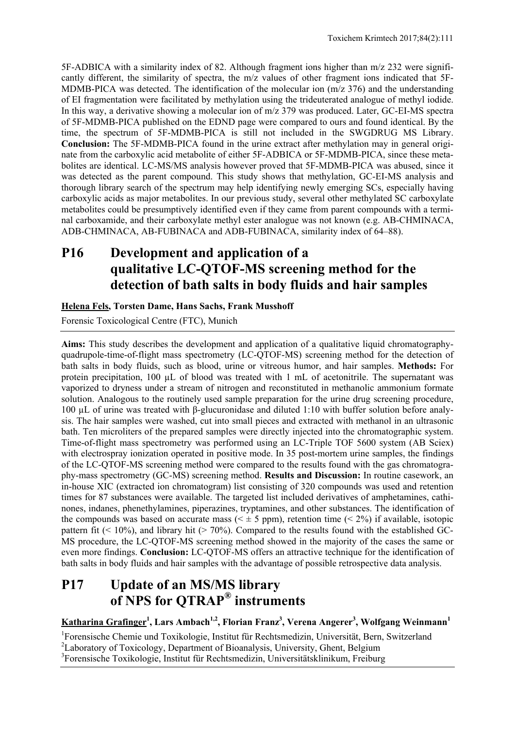5F-ADBICA with a similarity index of 82. Although fragment ions higher than m/z 232 were significantly different, the similarity of spectra, the m/z values of other fragment ions indicated that 5F-MDMB-PICA was detected. The identification of the molecular ion (m/z 376) and the understanding of EI fragmentation were facilitated by methylation using the trideuterated analogue of methyl iodide. In this way, a derivative showing a molecular ion of m/z 379 was produced. Later, GC-EI-MS spectra of 5F-MDMB-PICA published on the EDND page were compared to ours and found identical. By the time, the spectrum of 5F-MDMB-PICA is still not included in the SWGDRUG MS Library. **Conclusion:** The 5F-MDMB-PICA found in the urine extract after methylation may in general originate from the carboxylic acid metabolite of either 5F-ADBICA or 5F-MDMB-PICA, since these metabolites are identical. LC-MS/MS analysis however proved that 5F-MDMB-PICA was abused, since it was detected as the parent compound. This study shows that methylation, GC-EI-MS analysis and thorough library search of the spectrum may help identifying newly emerging SCs, especially having carboxylic acids as major metabolites. In our previous study, several other methylated SC carboxylate metabolites could be presumptively identified even if they came from parent compounds with a terminal carboxamide, and their carboxylate methyl ester analogue was not known (e.g. AB-CHMINACA, ADB-CHMINACA, AB-FUBINACA and ADB-FUBINACA, similarity index of 64–88).

## P16 Development and application of a qualitative LC-QTOF-MS screening method for the detection of bath salts in body fluids and hair samples

**Helena Fels, Torsten Dame, Hans Sachs, Frank Musshoff**

Forensic Toxicological Centre (FTC), Munich

**Aims:** This study describes the development and application of a qualitative liquid chromatography-quadrupole-time-of-flight mass spectrometry (LC-QTOF-MS) screening method for the detection of bath salts in body fluids, such as blood, urine or vitreous humor, and hair samples. **Methods:** For protein precipitation, 100 µL of blood was treated with 1 mL of acetonitrile. The supernatant was vaporized to dryness under a stream of nitrogen and reconstituted in methanolic ammonium formate solution. Analogous to the routinely used sample preparation for the urine drug screening procedure, 100 µL of urine was treated with β-glucuronidase and diluted 1:10 with buffer solution before analysis. The hair samples were washed, cut into small pieces and extracted with methanol in an ultrasonic bath. Ten microliters of the prepared samples were directly injected into the chromatographic system. Time-of-flight mass spectrometry was performed using an LC-Triple TOF 5600 system (AB Sciex) with electrospray ionization operated in positive mode. In 35 post-mortem urine samples, the findings of the LC-QTOF-MS screening method were compared to the results found with the gas chromatography-mass spectrometry (GC-MS) screening method. **Results and Discussion:** In routine casework, an in-house XIC (extracted ion chromatogram) list consisting of 320 compounds was used and retention times for 87 substances were available. The targeted list included derivatives of amphetamines, cathinones, indanes, phenethylamines, piperazines, tryptamines, and other substances. The identification of the compounds was based on accurate mass ($< \pm 5$ ppm), retention time ($< 2\%$) if available, isotopic pattern fit ($< 10\%$), and library hit ($> 70\%$). Compared to the results found with the established GC-MS procedure, the LC-QTOF-MS screening method showed in the majority of the cases the same or even more findings. **Conclusion:** LC-QTOF-MS offers an attractive technique for the identification of bath salts in body fluids and hair samples with the advantage of possible retrospective data analysis.

## P17 Update of an MS/MS library of NPS for QTRAP® instruments

**Katharina Grafinger[1], Lars Ambach[1,2], Florian Franz[3], Verena Angerer[3], Wolfgang Weinmann[1]**

[1]Forensische Chemie und Toxikologie, Institut für Rechtsmedizin, Universität, Bern, Switzerland
[2]Laboratory of Toxicology, Department of Bioanalysis, University, Ghent, Belgium
[3]Forensische Toxikologie, Institut für Rechtsmedizin, Universitätsklinikum, Freiburg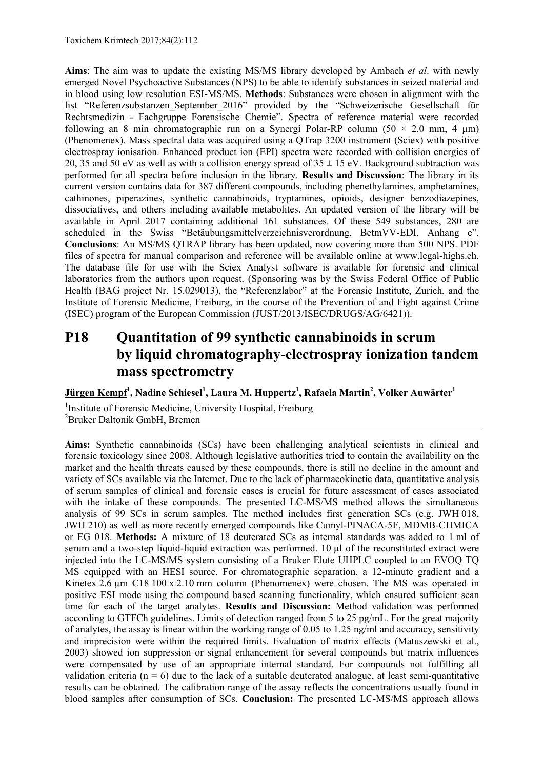**Aims**: The aim was to update the existing MS/MS library developed by Ambach *et al*. with newly emerged Novel Psychoactive Substances (NPS) to be able to identify substances in seized material and in blood using low resolution ESI-MS/MS. **Methods**: Substances were chosen in alignment with the list "Referenzsubstanzen_September_2016" provided by the "Schweizerische Gesellschaft für Rechtsmedizin - Fachgruppe Forensische Chemie". Spectra of reference material were recorded following an 8 min chromatographic run on a Synergi Polar-RP column (50 × 2.0 mm, 4 µm) (Phenomenex). Mass spectral data was acquired using a QTrap 3200 instrument (Sciex) with positive electrospray ionisation. Enhanced product ion (EPI) spectra were recorded with collision energies of 20, 35 and 50 eV as well as with a collision energy spread of 35 ± 15 eV. Background subtraction was performed for all spectra before inclusion in the library. **Results and Discussion**: The library in its current version contains data for 387 different compounds, including phenethylamines, amphetamines, cathinones, piperazines, synthetic cannabinoids, tryptamines, opioids, designer benzodiazepines, dissociatives, and others including available metabolites. An updated version of the library will be available in April 2017 containing additional 161 substances. Of these 549 substances, 280 are scheduled in the Swiss "Betäubungsmittelverzeichnisverordnung, BetmVV-EDI, Anhang e". **Conclusions**: An MS/MS QTRAP library has been updated, now covering more than 500 NPS. PDF files of spectra for manual comparison and reference will be available online at www.legal-highs.ch. The database file for use with the Sciex Analyst software is available for forensic and clinical laboratories from the authors upon request. (Sponsoring was by the Swiss Federal Office of Public Health (BAG project Nr. 15.029013), the "Referenzlabor" at the Forensic Institute, Zurich, and the Institute of Forensic Medicine, Freiburg, in the course of the Prevention of and Fight against Crime (ISEC) program of the European Commission (JUST/2013/ISEC/DRUGS/AG/6421)).

## P18 Quantitation of 99 synthetic cannabinoids in serum by liquid chromatography-electrospray ionization tandem mass spectrometry

**Jürgen Kempf**[1], **Nadine Schiesel**[1], **Laura M. Huppertz**[1], **Rafaela Martin**[2], **Volker Auwärter**[1]

[1]Institute of Forensic Medicine, University Hospital, Freiburg
[2]Bruker Daltonik GmbH, Bremen

**Aims:** Synthetic cannabinoids (SCs) have been challenging analytical scientists in clinical and forensic toxicology since 2008. Although legislative authorities tried to contain the availability on the market and the health threats caused by these compounds, there is still no decline in the amount and variety of SCs available via the Internet. Due to the lack of pharmacokinetic data, quantitative analysis of serum samples of clinical and forensic cases is crucial for future assessment of cases associated with the intake of these compounds. The presented LC-MS/MS method allows the simultaneous analysis of 99 SCs in serum samples. The method includes first generation SCs (e.g. JWH 018, JWH 210) as well as more recently emerged compounds like Cumyl-PINACA-5F, MDMB-CHMICA or EG 018. **Methods:** A mixture of 18 deuterated SCs as internal standards was added to 1 ml of serum and a two-step liquid-liquid extraction was performed. 10 µl of the reconstituted extract were injected into the LC-MS/MS system consisting of a Bruker Elute UHPLC coupled to an EVOQ TQ MS equipped with an HESI source. For chromatographic separation, a 12-minute gradient and a Kinetex 2.6 µm C18 100 x 2.10 mm column (Phenomenex) were chosen. The MS was operated in positive ESI mode using the compound based scanning functionality, which ensured sufficient scan time for each of the target analytes. **Results and Discussion:** Method validation was performed according to GTFCh guidelines. Limits of detection ranged from 5 to 25 pg/mL. For the great majority of analytes, the assay is linear within the working range of 0.05 to 1.25 ng/ml and accuracy, sensitivity and imprecision were within the required limits. Evaluation of matrix effects (Matuszewski et al., 2003) showed ion suppression or signal enhancement for several compounds but matrix influences were compensated by use of an appropriate internal standard. For compounds not fulfilling all validation criteria (n = 6) due to the lack of a suitable deuterated analogue, at least semi-quantitative results can be obtained. The calibration range of the assay reflects the concentrations usually found in blood samples after consumption of SCs. **Conclusion:** The presented LC-MS/MS approach allows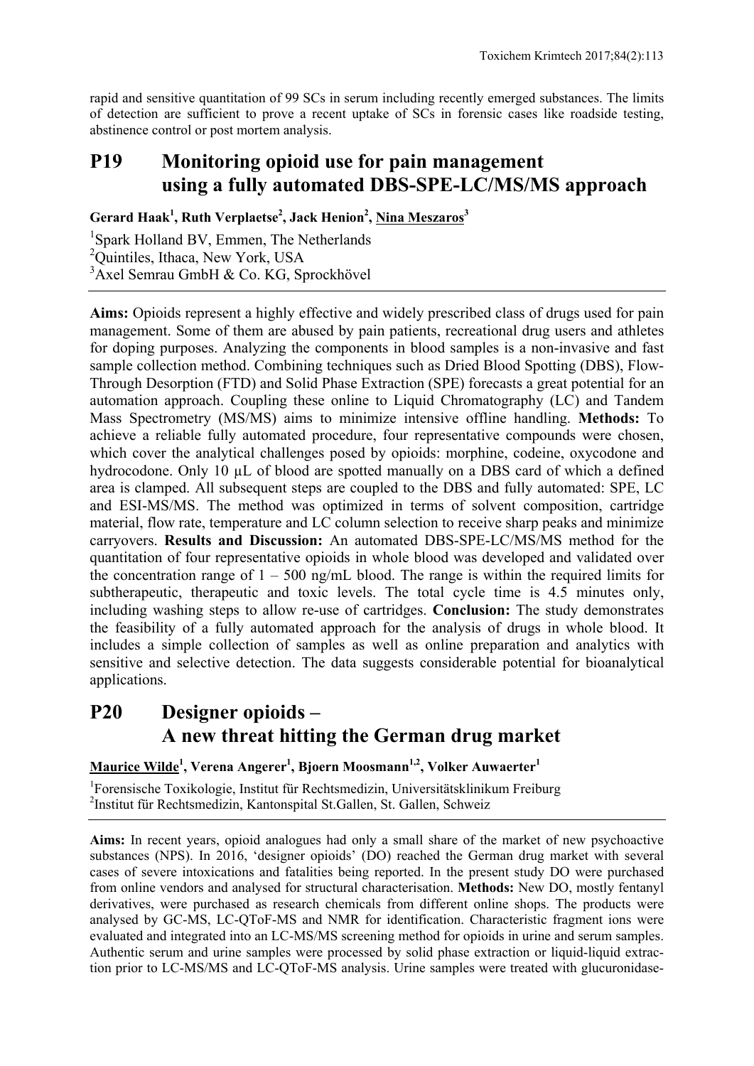rapid and sensitive quantitation of 99 SCs in serum including recently emerged substances. The limits of detection are sufficient to prove a recent uptake of SCs in forensic cases like roadside testing, abstinence control or post mortem analysis.

## P19 Monitoring opioid use for pain management using a fully automated DBS-SPE-LC/MS/MS approach

**Gerard Haak[1], Ruth Verplaetse[2], Jack Henion[2], Nina Meszaros[3]**

[1]Spark Holland BV, Emmen, The Netherlands
[2]Quintiles, Ithaca, New York, USA
[3]Axel Semrau GmbH & Co. KG, Sprockhövel

**Aims:** Opioids represent a highly effective and widely prescribed class of drugs used for pain management. Some of them are abused by pain patients, recreational drug users and athletes for doping purposes. Analyzing the components in blood samples is a non-invasive and fast sample collection method. Combining techniques such as Dried Blood Spotting (DBS), Flow-Through Desorption (FTD) and Solid Phase Extraction (SPE) forecasts a great potential for an automation approach. Coupling these online to Liquid Chromatography (LC) and Tandem Mass Spectrometry (MS/MS) aims to minimize intensive offline handling. **Methods:** To achieve a reliable fully automated procedure, four representative compounds were chosen, which cover the analytical challenges posed by opioids: morphine, codeine, oxycodone and hydrocodone. Only 10 µL of blood are spotted manually on a DBS card of which a defined area is clamped. All subsequent steps are coupled to the DBS and fully automated: SPE, LC and ESI-MS/MS. The method was optimized in terms of solvent composition, cartridge material, flow rate, temperature and LC column selection to receive sharp peaks and minimize carryovers. **Results and Discussion:** An automated DBS-SPE-LC/MS/MS method for the quantitation of four representative opioids in whole blood was developed and validated over the concentration range of 1 – 500 ng/mL blood. The range is within the required limits for subtherapeutic, therapeutic and toxic levels. The total cycle time is 4.5 minutes only, including washing steps to allow re-use of cartridges. **Conclusion:** The study demonstrates the feasibility of a fully automated approach for the analysis of drugs in whole blood. It includes a simple collection of samples as well as online preparation and analytics with sensitive and selective detection. The data suggests considerable potential for bioanalytical applications.

## P20 Designer opioids – A new threat hitting the German drug market

**Maurice Wilde[1], Verena Angerer[1], Bjoern Moosmann[1,2], Volker Auwaerter[1]**

[1]Forensische Toxikologie, Institut für Rechtsmedizin, Universitätsklinikum Freiburg
[2]Institut für Rechtsmedizin, Kantonspital St.Gallen, St. Gallen, Schweiz

**Aims:** In recent years, opioid analogues had only a small share of the market of new psychoactive substances (NPS). In 2016, 'designer opioids' (DO) reached the German drug market with several cases of severe intoxications and fatalities being reported. In the present study DO were purchased from online vendors and analysed for structural characterisation. **Methods:** New DO, mostly fentanyl derivatives, were purchased as research chemicals from different online shops. The products were analysed by GC-MS, LC-QToF-MS and NMR for identification. Characteristic fragment ions were evaluated and integrated into an LC-MS/MS screening method for opioids in urine and serum samples. Authentic serum and urine samples were processed by solid phase extraction or liquid-liquid extraction prior to LC-MS/MS and LC-QToF-MS analysis. Urine samples were treated with glucuronidase-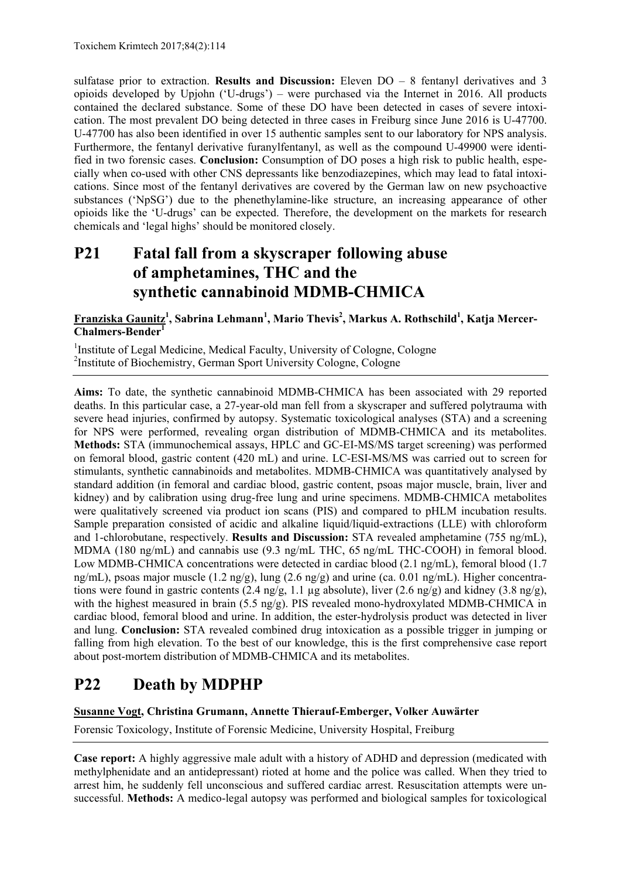sulfatase prior to extraction. **Results and Discussion:** Eleven DO – 8 fentanyl derivatives and 3 opioids developed by Upjohn ('U-drugs') – were purchased via the Internet in 2016. All products contained the declared substance. Some of these DO have been detected in cases of severe intoxication. The most prevalent DO being detected in three cases in Freiburg since June 2016 is U-47700. U-47700 has also been identified in over 15 authentic samples sent to our laboratory for NPS analysis. Furthermore, the fentanyl derivative furanylfentanyl, as well as the compound U-49900 were identified in two forensic cases. **Conclusion:** Consumption of DO poses a high risk to public health, especially when co-used with other CNS depressants like benzodiazepines, which may lead to fatal intoxications. Since most of the fentanyl derivatives are covered by the German law on new psychoactive substances ('NpSG') due to the phenethylamine-like structure, an increasing appearance of other opioids like the 'U-drugs' can be expected. Therefore, the development on the markets for research chemicals and 'legal highs' should be monitored closely.

## P21 Fatal fall from a skyscraper following abuse of amphetamines, THC and the synthetic cannabinoid MDMB-CHMICA

**Franziska Gaunitz[1], Sabrina Lehmann[1], Mario Thevis[2], Markus A. Rothschild[1], Katja Mercer-Chalmers-Bender[1]**

[1]Institute of Legal Medicine, Medical Faculty, University of Cologne, Cologne
[2]Institute of Biochemistry, German Sport University Cologne, Cologne

**Aims:** To date, the synthetic cannabinoid MDMB-CHMICA has been associated with 29 reported deaths. In this particular case, a 27-year-old man fell from a skyscraper and suffered polytrauma with severe head injuries, confirmed by autopsy. Systematic toxicological analyses (STA) and a screening for NPS were performed, revealing organ distribution of MDMB-CHMICA and its metabolites. **Methods:** STA (immunochemical assays, HPLC and GC-EI-MS/MS target screening) was performed on femoral blood, gastric content (420 mL) and urine. LC-ESI-MS/MS was carried out to screen for stimulants, synthetic cannabinoids and metabolites. MDMB-CHMICA was quantitatively analysed by standard addition (in femoral and cardiac blood, gastric content, psoas major muscle, brain, liver and kidney) and by calibration using drug-free lung and urine specimens. MDMB-CHMICA metabolites were qualitatively screened via product ion scans (PIS) and compared to pHLM incubation results. Sample preparation consisted of acidic and alkaline liquid/liquid-extractions (LLE) with chloroform and 1-chlorobutane, respectively. **Results and Discussion:** STA revealed amphetamine (755 ng/mL), MDMA (180 ng/mL) and cannabis use (9.3 ng/mL THC, 65 ng/mL THC-COOH) in femoral blood. Low MDMB-CHMICA concentrations were detected in cardiac blood (2.1 ng/mL), femoral blood (1.7 ng/mL), psoas major muscle (1.2 ng/g), lung (2.6 ng/g) and urine (ca. 0.01 ng/mL). Higher concentrations were found in gastric contents (2.4 ng/g, 1.1 µg absolute), liver (2.6 ng/g) and kidney (3.8 ng/g), with the highest measured in brain (5.5 ng/g). PIS revealed mono-hydroxylated MDMB-CHMICA in cardiac blood, femoral blood and urine. In addition, the ester-hydrolysis product was detected in liver and lung. **Conclusion:** STA revealed combined drug intoxication as a possible trigger in jumping or falling from high elevation. To the best of our knowledge, this is the first comprehensive case report about post-mortem distribution of MDMB-CHMICA and its metabolites.

## P22 Death by MDPHP

**Susanne Vogt, Christina Grumann, Annette Thierauf-Emberger, Volker Auwärter**

Forensic Toxicology, Institute of Forensic Medicine, University Hospital, Freiburg

**Case report:** A highly aggressive male adult with a history of ADHD and depression (medicated with methylphenidate and an antidepressant) rioted at home and the police was called. When they tried to arrest him, he suddenly fell unconscious and suffered cardiac arrest. Resuscitation attempts were unsuccessful. **Methods:** A medico-legal autopsy was performed and biological samples for toxicological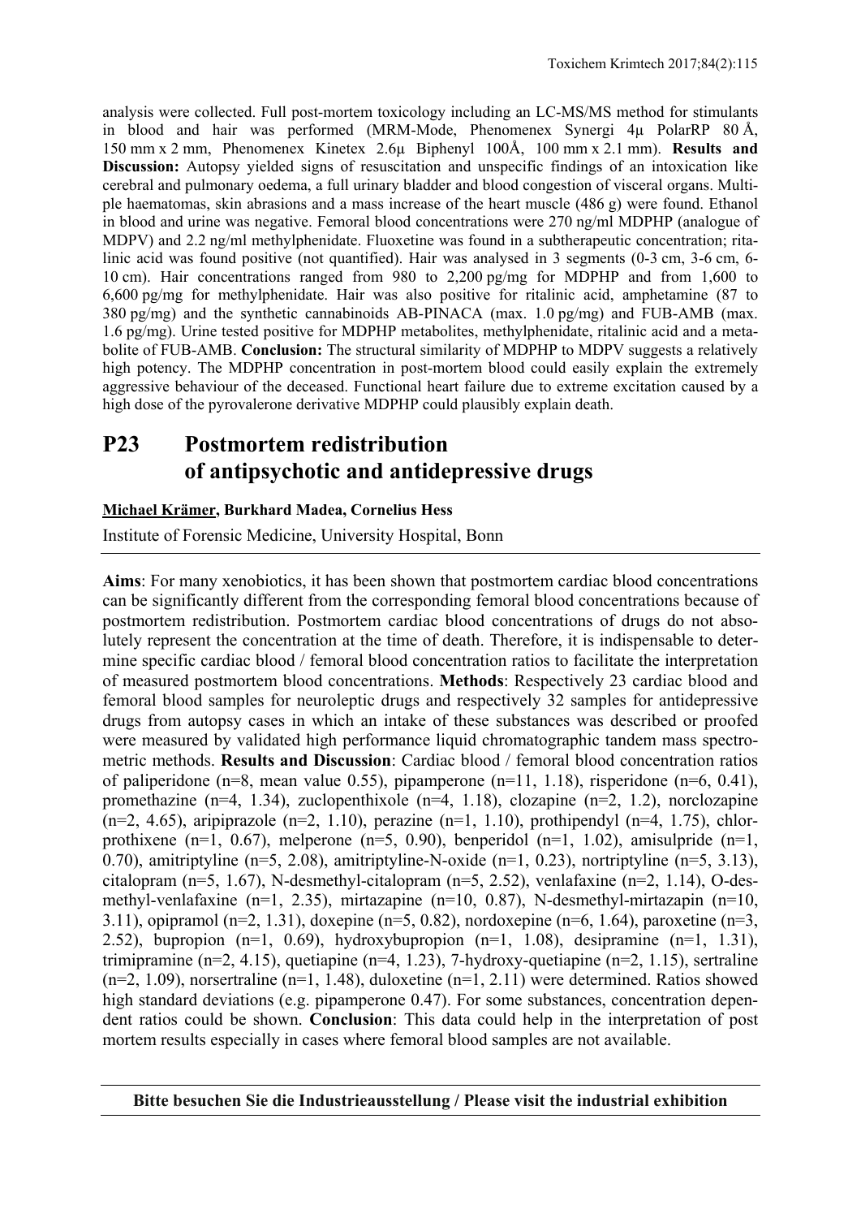analysis were collected. Full post-mortem toxicology including an LC-MS/MS method for stimulants in blood and hair was performed (MRM-Mode, Phenomenex Synergi 4µ PolarRP 80 Å, 150 mm x 2 mm, Phenomenex Kinetex 2.6µ Biphenyl 100Å, 100 mm x 2.1 mm). **Results and Discussion:** Autopsy yielded signs of resuscitation and unspecific findings of an intoxication like cerebral and pulmonary oedema, a full urinary bladder and blood congestion of visceral organs. Multiple haematomas, skin abrasions and a mass increase of the heart muscle (486 g) were found. Ethanol in blood and urine was negative. Femoral blood concentrations were 270 ng/ml MDPHP (analogue of MDPV) and 2.2 ng/ml methylphenidate. Fluoxetine was found in a subtherapeutic concentration; ritalinic acid was found positive (not quantified). Hair was analysed in 3 segments (0-3 cm, 3-6 cm, 6-10 cm). Hair concentrations ranged from 980 to 2,200 pg/mg for MDPHP and from 1,600 to 6,600 pg/mg for methylphenidate. Hair was also positive for ritalinic acid, amphetamine (87 to 380 pg/mg) and the synthetic cannabinoids AB-PINACA (max. 1.0 pg/mg) and FUB-AMB (max. 1.6 pg/mg). Urine tested positive for MDPHP metabolites, methylphenidate, ritalinic acid and a metabolite of FUB-AMB. **Conclusion:** The structural similarity of MDPHP to MDPV suggests a relatively high potency. The MDPHP concentration in post-mortem blood could easily explain the extremely aggressive behaviour of the deceased. Functional heart failure due to extreme excitation caused by a high dose of the pyrovalerone derivative MDPHP could plausibly explain death.

## P23 Postmortem redistribution of antipsychotic and antidepressive drugs

**Michael Krämer, Burkhard Madea, Cornelius Hess**

Institute of Forensic Medicine, University Hospital, Bonn

**Aims**: For many xenobiotics, it has been shown that postmortem cardiac blood concentrations can be significantly different from the corresponding femoral blood concentrations because of postmortem redistribution. Postmortem cardiac blood concentrations of drugs do not absolutely represent the concentration at the time of death. Therefore, it is indispensable to determine specific cardiac blood / femoral blood concentration ratios to facilitate the interpretation of measured postmortem blood concentrations. **Methods**: Respectively 23 cardiac blood and femoral blood samples for neuroleptic drugs and respectively 32 samples for antidepressive drugs from autopsy cases in which an intake of these substances was described or proofed were measured by validated high performance liquid chromatographic tandem mass spectrometric methods. **Results and Discussion**: Cardiac blood / femoral blood concentration ratios of paliperidone (n=8, mean value 0.55), pipamperone (n=11, 1.18), risperidone (n=6, 0.41), promethazine (n=4, 1.34), zuclopenthixole (n=4, 1.18), clozapine (n=2, 1.2), norclozapine (n=2, 4.65), aripiprazole (n=2, 1.10), perazine (n=1, 1.10), prothipendyl (n=4, 1.75), chlorprothixene (n=1, 0.67), melperone (n=5, 0.90), benperidol (n=1, 1.02), amisulpride (n=1, 0.70), amitriptyline (n=5, 2.08), amitriptyline-N-oxide (n=1, 0.23), nortriptyline (n=5, 3.13), citalopram (n=5, 1.67), N-desmethyl-citalopram (n=5, 2.52), venlafaxine (n=2, 1.14), O-desmethyl-venlafaxine (n=1, 2.35), mirtazapine (n=10, 0.87), N-desmethyl-mirtazapin (n=10, 3.11), opipramol (n=2, 1.31), doxepine (n=5, 0.82), nordoxepine (n=6, 1.64), paroxetine (n=3, 2.52), bupropion (n=1, 0.69), hydroxybupropion (n=1, 1.08), desipramine (n=1, 1.31), trimipramine (n=2, 4.15), quetiapine (n=4, 1.23), 7-hydroxy-quetiapine (n=2, 1.15), sertraline (n=2, 1.09), norsertraline (n=1, 1.48), duloxetine (n=1, 2.11) were determined. Ratios showed high standard deviations (e.g. pipamperone 0.47). For some substances, concentration dependent ratios could be shown. **Conclusion**: This data could help in the interpretation of post mortem results especially in cases where femoral blood samples are not available.

**Bitte besuchen Sie die Industrieausstellung / Please visit the industrial exhibition**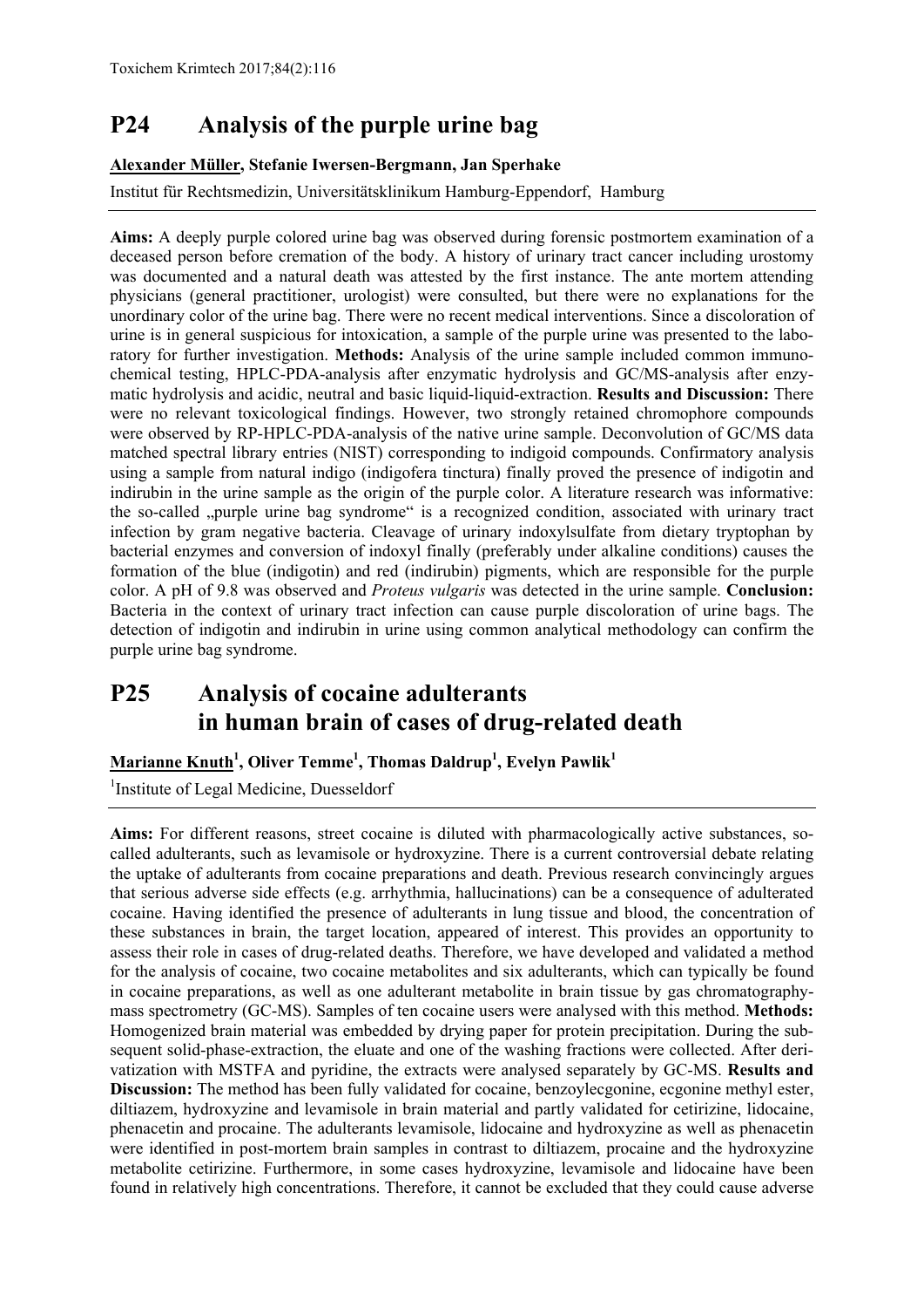## P24 Analysis of the purple urine bag

**Alexander Müller, Stefanie Iwersen-Bergmann, Jan Sperhake**

Institut für Rechtsmedizin, Universitätsklinikum Hamburg-Eppendorf, Hamburg

**Aims:** A deeply purple colored urine bag was observed during forensic postmortem examination of a deceased person before cremation of the body. A history of urinary tract cancer including urostomy was documented and a natural death was attested by the first instance. The ante mortem attending physicians (general practitioner, urologist) were consulted, but there were no explanations for the unordinary color of the urine bag. There were no recent medical interventions. Since a discoloration of urine is in general suspicious for intoxication, a sample of the purple urine was presented to the laboratory for further investigation. **Methods:** Analysis of the urine sample included common immunochemical testing, HPLC-PDA-analysis after enzymatic hydrolysis and GC/MS-analysis after enzymatic hydrolysis and acidic, neutral and basic liquid-liquid-extraction. **Results and Discussion:** There were no relevant toxicological findings. However, two strongly retained chromophore compounds were observed by RP-HPLC-PDA-analysis of the native urine sample. Deconvolution of GC/MS data matched spectral library entries (NIST) corresponding to indigoid compounds. Confirmatory analysis using a sample from natural indigo (indigofera tinctura) finally proved the presence of indigotin and indirubin in the urine sample as the origin of the purple color. A literature research was informative: the so-called „purple urine bag syndrome" is a recognized condition, associated with urinary tract infection by gram negative bacteria. Cleavage of urinary indoxylsulfate from dietary tryptophan by bacterial enzymes and conversion of indoxyl finally (preferably under alkaline conditions) causes the formation of the blue (indigotin) and red (indirubin) pigments, which are responsible for the purple color. A pH of 9.8 was observed and *Proteus vulgaris* was detected in the urine sample. **Conclusion:** Bacteria in the context of urinary tract infection can cause purple discoloration of urine bags. The detection of indigotin and indirubin in urine using common analytical methodology can confirm the purple urine bag syndrome.

## P25 Analysis of cocaine adulterants in human brain of cases of drug-related death

**Marianne Knuth[1], Oliver Temme[1], Thomas Daldrup[1], Evelyn Pawlik[1]**

[1]Institute of Legal Medicine, Duesseldorf

**Aims:** For different reasons, street cocaine is diluted with pharmacologically active substances, so-called adulterants, such as levamisole or hydroxyzine. There is a current controversial debate relating the uptake of adulterants from cocaine preparations and death. Previous research convincingly argues that serious adverse side effects (e.g. arrhythmia, hallucinations) can be a consequence of adulterated cocaine. Having identified the presence of adulterants in lung tissue and blood, the concentration of these substances in brain, the target location, appeared of interest. This provides an opportunity to assess their role in cases of drug-related deaths. Therefore, we have developed and validated a method for the analysis of cocaine, two cocaine metabolites and six adulterants, which can typically be found in cocaine preparations, as well as one adulterant metabolite in brain tissue by gas chromatography-mass spectrometry (GC-MS). Samples of ten cocaine users were analysed with this method. **Methods:** Homogenized brain material was embedded by drying paper for protein precipitation. During the subsequent solid-phase-extraction, the eluate and one of the washing fractions were collected. After derivatization with MSTFA and pyridine, the extracts were analysed separately by GC-MS. **Results and Discussion:** The method has been fully validated for cocaine, benzoylecgonine, ecgonine methyl ester, diltiazem, hydroxyzine and levamisole in brain material and partly validated for cetirizine, lidocaine, phenacetin and procaine. The adulterants levamisole, lidocaine and hydroxyzine as well as phenacetin were identified in post-mortem brain samples in contrast to diltiazem, procaine and the hydroxyzine metabolite cetirizine. Furthermore, in some cases hydroxyzine, levamisole and lidocaine have been found in relatively high concentrations. Therefore, it cannot be excluded that they could cause adverse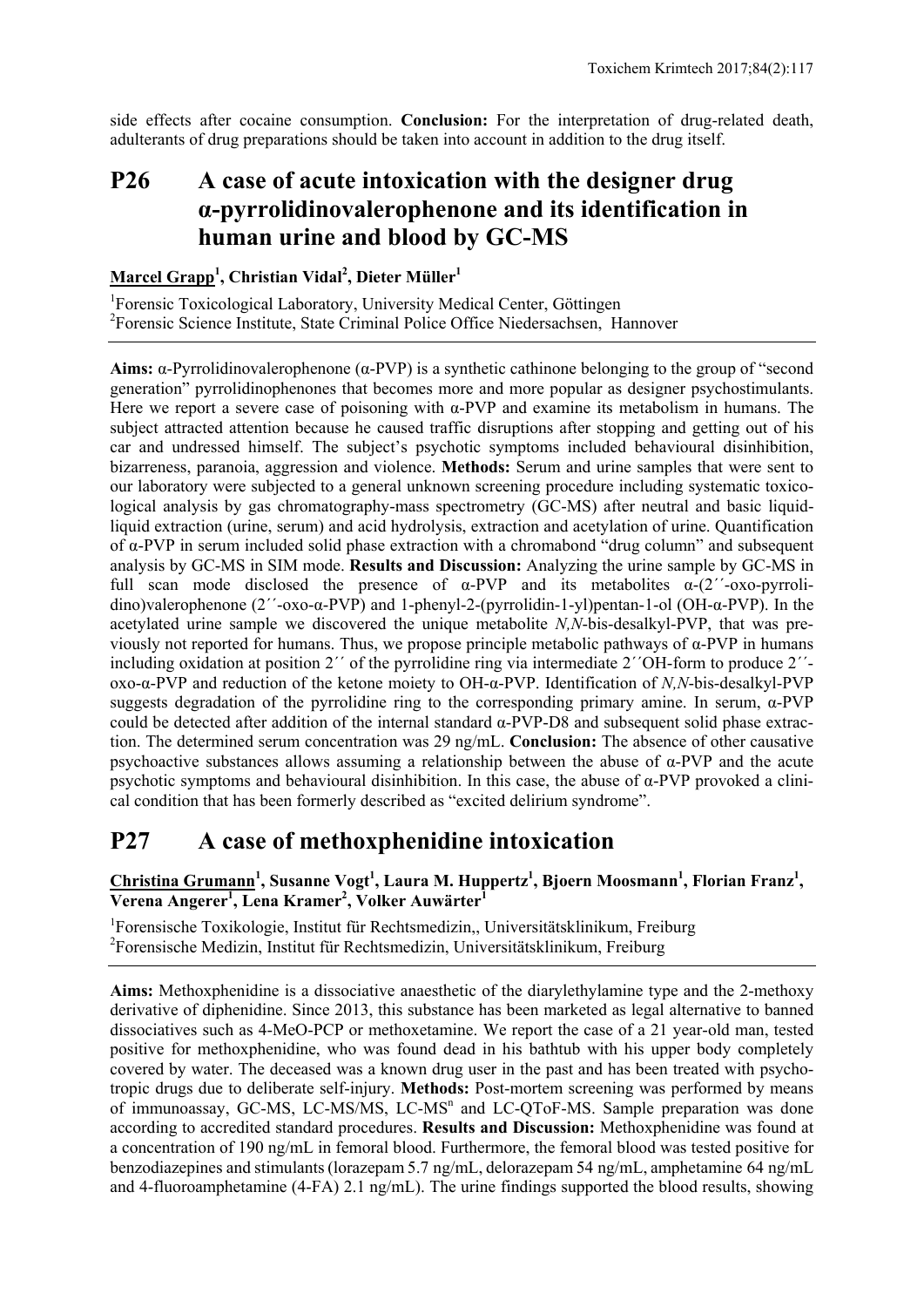side effects after cocaine consumption. **Conclusion:** For the interpretation of drug-related death, adulterants of drug preparations should be taken into account in addition to the drug itself.

## P26 A case of acute intoxication with the designer drug α-pyrrolidinovalerophenone and its identification in human urine and blood by GC-MS

**Marcel Grapp[1], Christian Vidal[2], Dieter Müller[1]**

[1]Forensic Toxicological Laboratory, University Medical Center, Göttingen
[2]Forensic Science Institute, State Criminal Police Office Niedersachsen, Hannover

**Aims:** α-Pyrrolidinovalerophenone (α-PVP) is a synthetic cathinone belonging to the group of "second generation" pyrrolidinophenones that becomes more and more popular as designer psychostimulants. Here we report a severe case of poisoning with α-PVP and examine its metabolism in humans. The subject attracted attention because he caused traffic disruptions after stopping and getting out of his car and undressed himself. The subject's psychotic symptoms included behavioural disinhibition, bizarreness, paranoia, aggression and violence. **Methods:** Serum and urine samples that were sent to our laboratory were subjected to a general unknown screening procedure including systematic toxicological analysis by gas chromatography-mass spectrometry (GC-MS) after neutral and basic liquid-liquid extraction (urine, serum) and acid hydrolysis, extraction and acetylation of urine. Quantification of α-PVP in serum included solid phase extraction with a chromabond "drug column" and subsequent analysis by GC-MS in SIM mode. **Results and Discussion:** Analyzing the urine sample by GC-MS in full scan mode disclosed the presence of α-PVP and its metabolites α-(2´´-oxo-pyrrolidino)valerophenone (2´´-oxo-α-PVP) and 1-phenyl-2-(pyrrolidin-1-yl)pentan-1-ol (OH-α-PVP). In the acetylated urine sample we discovered the unique metabolite *N,N*-bis-desalkyl-PVP, that was previously not reported for humans. Thus, we propose principle metabolic pathways of α-PVP in humans including oxidation at position 2´´ of the pyrrolidine ring via intermediate 2´´OH-form to produce 2´´-oxo-α-PVP and reduction of the ketone moiety to OH-α-PVP. Identification of *N,N*-bis-desalkyl-PVP suggests degradation of the pyrrolidine ring to the corresponding primary amine. In serum, α-PVP could be detected after addition of the internal standard α-PVP-D8 and subsequent solid phase extraction. The determined serum concentration was 29 ng/mL. **Conclusion:** The absence of other causative psychoactive substances allows assuming a relationship between the abuse of α-PVP and the acute psychotic symptoms and behavioural disinhibition. In this case, the abuse of α-PVP provoked a clinical condition that has been formerly described as "excited delirium syndrome".

## P27 A case of methoxphenidine intoxication

**Christina Grumann[1], Susanne Vogt[1], Laura M. Huppertz[1], Bjoern Moosmann[1], Florian Franz[1], Verena Angerer[1], Lena Kramer[2], Volker Auwärter[1]**

[1]Forensische Toxikologie, Institut für Rechtsmedizin,, Universitätsklinikum, Freiburg
[2]Forensische Medizin, Institut für Rechtsmedizin, Universitätsklinikum, Freiburg

**Aims:** Methoxphenidine is a dissociative anaesthetic of the diarylethylamine type and the 2-methoxy derivative of diphenidine. Since 2013, this substance has been marketed as legal alternative to banned dissociatives such as 4-MeO-PCP or methoxetamine. We report the case of a 21 year-old man, tested positive for methoxphenidine, who was found dead in his bathtub with his upper body completely covered by water. The deceased was a known drug user in the past and has been treated with psychotropic drugs due to deliberate self-injury. **Methods:** Post-mortem screening was performed by means of immunoassay, GC-MS, LC-MS/MS, LC-MS$^n$ and LC-QToF-MS. Sample preparation was done according to accredited standard procedures. **Results and Discussion:** Methoxphenidine was found at a concentration of 190 ng/mL in femoral blood. Furthermore, the femoral blood was tested positive for benzodiazepines and stimulants (lorazepam 5.7 ng/mL, delorazepam 54 ng/mL, amphetamine 64 ng/mL and 4-fluoroamphetamine (4-FA) 2.1 ng/mL). The urine findings supported the blood results, showing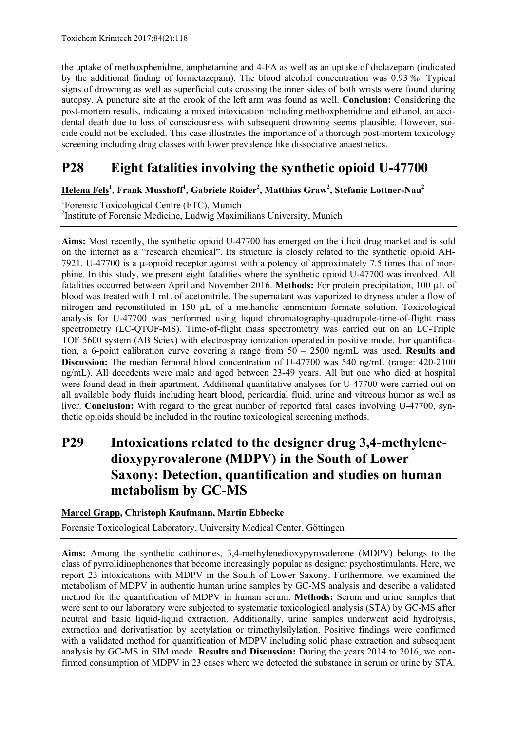the uptake of methoxphenidine, amphetamine and 4-FA as well as an uptake of diclazepam (indicated by the additional finding of lormetazepam). The blood alcohol concentration was 0.93 ‰. Typical signs of drowning as well as superficial cuts crossing the inner sides of both wrists were found during autopsy. A puncture site at the crook of the left arm was found as well. **Conclusion:** Considering the post-mortem results, indicating a mixed intoxication including methoxphenidine and ethanol, an accidental death due to loss of consciousness with subsequent drowning seems plausible. However, suicide could not be excluded. This case illustrates the importance of a thorough post-mortem toxicology screening including drug classes with lower prevalence like dissociative anaesthetics.

## P28 Eight fatalities involving the synthetic opioid U-47700

**Helena Fels[1], Frank Musshoff[1], Gabriele Roider[2], Matthias Graw[2], Stefanie Lottner-Nau[2]**

[1]Forensic Toxicological Centre (FTC), Munich
[2]Institute of Forensic Medicine, Ludwig Maximilians University, Munich

**Aims:** Most recently, the synthetic opioid U-47700 has emerged on the illicit drug market and is sold on the internet as a "research chemical". Its structure is closely related to the synthetic opioid AH-7921. U-47700 is a μ-opioid receptor agonist with a potency of approximately 7.5 times that of morphine. In this study, we present eight fatalities where the synthetic opioid U-47700 was involved. All fatalities occurred between April and November 2016. **Methods:** For protein precipitation, 100 µL of blood was treated with 1 mL of acetonitrile. The supernatant was vaporized to dryness under a flow of nitrogen and reconstituted in 150 µL of a methanolic ammonium formate solution. Toxicological analysis for U-47700 was performed using liquid chromatography-quadrupole-time-of-flight mass spectrometry (LC-QTOF-MS). Time-of-flight mass spectrometry was carried out on an LC-Triple TOF 5600 system (AB Sciex) with electrospray ionization operated in positive mode. For quantification, a 6-point calibration curve covering a range from 50 – 2500 ng/mL was used. **Results and Discussion:** The median femoral blood concentration of U-47700 was 540 ng/mL (range: 420-2100 ng/mL). All decedents were male and aged between 23-49 years. All but one who died at hospital were found dead in their apartment. Additional quantitative analyses for U-47700 were carried out on all available body fluids including heart blood, pericardial fluid, urine and vitreous humor as well as liver. **Conclusion:** With regard to the great number of reported fatal cases involving U-47700, synthetic opioids should be included in the routine toxicological screening methods.

## P29 Intoxications related to the designer drug 3,4-methylenedioxypyrovalerone (MDPV) in the South of Lower Saxony: Detection, quantification and studies on human metabolism by GC-MS

**Marcel Grapp, Christoph Kaufmann, Martin Ebbecke**

Forensic Toxicological Laboratory, University Medical Center, Göttingen

**Aims:** Among the synthetic cathinones, 3,4-methylenedioxypyrovalerone (MDPV) belongs to the class of pyrrolidinophenones that become increasingly popular as designer psychostimulants. Here, we report 23 intoxications with MDPV in the South of Lower Saxony. Furthermore, we examined the metabolism of MDPV in authentic human urine samples by GC-MS analysis and describe a validated method for the quantification of MDPV in human serum. **Methods:** Serum and urine samples that were sent to our laboratory were subjected to systematic toxicological analysis (STA) by GC-MS after neutral and basic liquid-liquid extraction. Additionally, urine samples underwent acid hydrolysis, extraction and derivatisation by acetylation or trimethylsilylation. Positive findings were confirmed with a validated method for quantification of MDPV including solid phase extraction and subsequent analysis by GC-MS in SIM mode. **Results and Discussion:** During the years 2014 to 2016, we confirmed consumption of MDPV in 23 cases where we detected the substance in serum or urine by STA.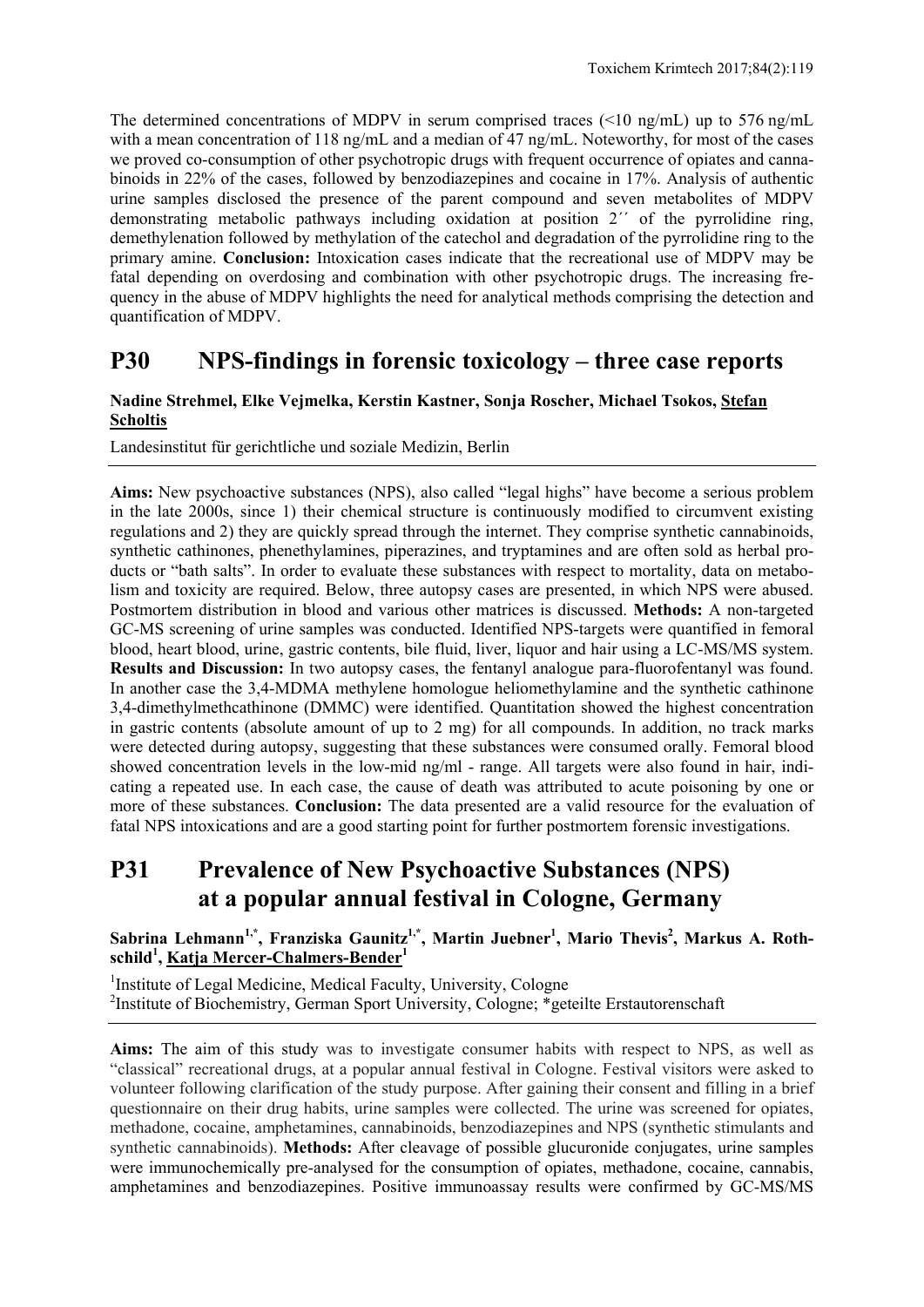The determined concentrations of MDPV in serum comprised traces (<10 ng/mL) up to 576 ng/mL with a mean concentration of 118 ng/mL and a median of 47 ng/mL. Noteworthy, for most of the cases we proved co-consumption of other psychotropic drugs with frequent occurrence of opiates and cannabinoids in 22% of the cases, followed by benzodiazepines and cocaine in 17%. Analysis of authentic urine samples disclosed the presence of the parent compound and seven metabolites of MDPV demonstrating metabolic pathways including oxidation at position 2´´ of the pyrrolidine ring, demethylenation followed by methylation of the catechol and degradation of the pyrrolidine ring to the primary amine. **Conclusion:** Intoxication cases indicate that the recreational use of MDPV may be fatal depending on overdosing and combination with other psychotropic drugs. The increasing frequency in the abuse of MDPV highlights the need for analytical methods comprising the detection and quantification of MDPV.

## P30 NPS-findings in forensic toxicology – three case reports

**Nadine Strehmel, Elke Vejmelka, Kerstin Kastner, Sonja Roscher, Michael Tsokos, Stefan Scholtis**

Landesinstitut für gerichtliche und soziale Medizin, Berlin

**Aims:** New psychoactive substances (NPS), also called "legal highs" have become a serious problem in the late 2000s, since 1) their chemical structure is continuously modified to circumvent existing regulations and 2) they are quickly spread through the internet. They comprise synthetic cannabinoids, synthetic cathinones, phenethylamines, piperazines, and tryptamines and are often sold as herbal products or "bath salts". In order to evaluate these substances with respect to mortality, data on metabolism and toxicity are required. Below, three autopsy cases are presented, in which NPS were abused. Postmortem distribution in blood and various other matrices is discussed. **Methods:** A non-targeted GC-MS screening of urine samples was conducted. Identified NPS-targets were quantified in femoral blood, heart blood, urine, gastric contents, bile fluid, liver, liquor and hair using a LC-MS/MS system. **Results and Discussion:** In two autopsy cases, the fentanyl analogue para-fluorofentanyl was found. In another case the 3,4-MDMA methylene homologue heliomethylamine and the synthetic cathinone 3,4-dimethylmethcathinone (DMMC) were identified. Quantitation showed the highest concentration in gastric contents (absolute amount of up to 2 mg) for all compounds. In addition, no track marks were detected during autopsy, suggesting that these substances were consumed orally. Femoral blood showed concentration levels in the low-mid ng/ml - range. All targets were also found in hair, indicating a repeated use. In each case, the cause of death was attributed to acute poisoning by one or more of these substances. **Conclusion:** The data presented are a valid resource for the evaluation of fatal NPS intoxications and are a good starting point for further postmortem forensic investigations.

## P31 Prevalence of New Psychoactive Substances (NPS) at a popular annual festival in Cologne, Germany

**Sabrina Lehmann[1,*], Franziska Gaunitz[1,*], Martin Juebner[1], Mario Thevis[2], Markus A. Rothschild[1], Katja Mercer-Chalmers-Bender[1]**

[1]Institute of Legal Medicine, Medical Faculty, University, Cologne
[2]Institute of Biochemistry, German Sport University, Cologne; *geteilte Erstautorenschaft

**Aims:** The aim of this study was to investigate consumer habits with respect to NPS, as well as "classical" recreational drugs, at a popular annual festival in Cologne. Festival visitors were asked to volunteer following clarification of the study purpose. After gaining their consent and filling in a brief questionnaire on their drug habits, urine samples were collected. The urine was screened for opiates, methadone, cocaine, amphetamines, cannabinoids, benzodiazepines and NPS (synthetic stimulants and synthetic cannabinoids). **Methods:** After cleavage of possible glucuronide conjugates, urine samples were immunochemically pre-analysed for the consumption of opiates, methadone, cocaine, cannabis, amphetamines and benzodiazepines. Positive immunoassay results were confirmed by GC-MS/MS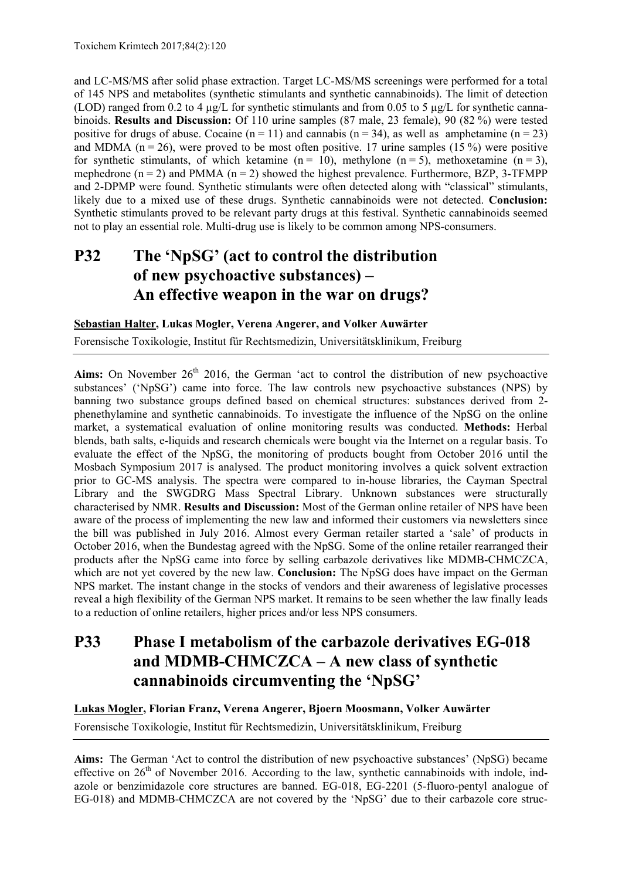and LC-MS/MS after solid phase extraction. Target LC-MS/MS screenings were performed for a total of 145 NPS and metabolites (synthetic stimulants and synthetic cannabinoids). The limit of detection (LOD) ranged from 0.2 to 4 µg/L for synthetic stimulants and from 0.05 to 5 µg/L for synthetic cannabinoids. **Results and Discussion:** Of 110 urine samples (87 male, 23 female), 90 (82 %) were tested positive for drugs of abuse. Cocaine (n = 11) and cannabis (n = 34), as well as amphetamine (n = 23) and MDMA (n = 26), were proved to be most often positive. 17 urine samples (15 %) were positive for synthetic stimulants, of which ketamine (n = 10), methylone (n = 5), methoxetamine (n = 3), mephedrone (n = 2) and PMMA (n = 2) showed the highest prevalence. Furthermore, BZP, 3-TFMPP and 2-DPMP were found. Synthetic stimulants were often detected along with "classical" stimulants, likely due to a mixed use of these drugs. Synthetic cannabinoids were not detected. **Conclusion:** Synthetic stimulants proved to be relevant party drugs at this festival. Synthetic cannabinoids seemed not to play an essential role. Multi-drug use is likely to be common among NPS-consumers.

## P32 The 'NpSG' (act to control the distribution of new psychoactive substances) – An effective weapon in the war on drugs?

**Sebastian Halter, Lukas Mogler, Verena Angerer, and Volker Auwärter**

Forensische Toxikologie, Institut für Rechtsmedizin, Universitätsklinikum, Freiburg

---

**Aims:** On November 26th 2016, the German 'act to control the distribution of new psychoactive substances' ('NpSG') came into force. The law controls new psychoactive substances (NPS) by banning two substance groups defined based on chemical structures: substances derived from 2-phenethylamine and synthetic cannabinoids. To investigate the influence of the NpSG on the online market, a systematical evaluation of online monitoring results was conducted. **Methods:** Herbal blends, bath salts, e-liquids and research chemicals were bought via the Internet on a regular basis. To evaluate the effect of the NpSG, the monitoring of products bought from October 2016 until the Mosbach Symposium 2017 is analysed. The product monitoring involves a quick solvent extraction prior to GC-MS analysis. The spectra were compared to in-house libraries, the Cayman Spectral Library and the SWGDRG Mass Spectral Library. Unknown substances were structurally characterised by NMR. **Results and Discussion:** Most of the German online retailer of NPS have been aware of the process of implementing the new law and informed their customers via newsletters since the bill was published in July 2016. Almost every German retailer started a 'sale' of products in October 2016, when the Bundestag agreed with the NpSG. Some of the online retailer rearranged their products after the NpSG came into force by selling carbazole derivatives like MDMB-CHMCZCA, which are not yet covered by the new law. **Conclusion:** The NpSG does have impact on the German NPS market. The instant change in the stocks of vendors and their awareness of legislative processes reveal a high flexibility of the German NPS market. It remains to be seen whether the law finally leads to a reduction of online retailers, higher prices and/or less NPS consumers.

## P33 Phase I metabolism of the carbazole derivatives EG-018 and MDMB-CHMCZCA – A new class of synthetic cannabinoids circumventing the 'NpSG'

**Lukas Mogler, Florian Franz, Verena Angerer, Bjoern Moosmann, Volker Auwärter**

Forensische Toxikologie, Institut für Rechtsmedizin, Universitätsklinikum, Freiburg

---

**Aims:** The German 'Act to control the distribution of new psychoactive substances' (NpSG) became effective on 26th of November 2016. According to the law, synthetic cannabinoids with indole, indazole or benzimidazole core structures are banned. EG-018, EG-2201 (5-fluoro-pentyl analogue of EG-018) and MDMB-CHMCZCA are not covered by the 'NpSG' due to their carbazole core struc-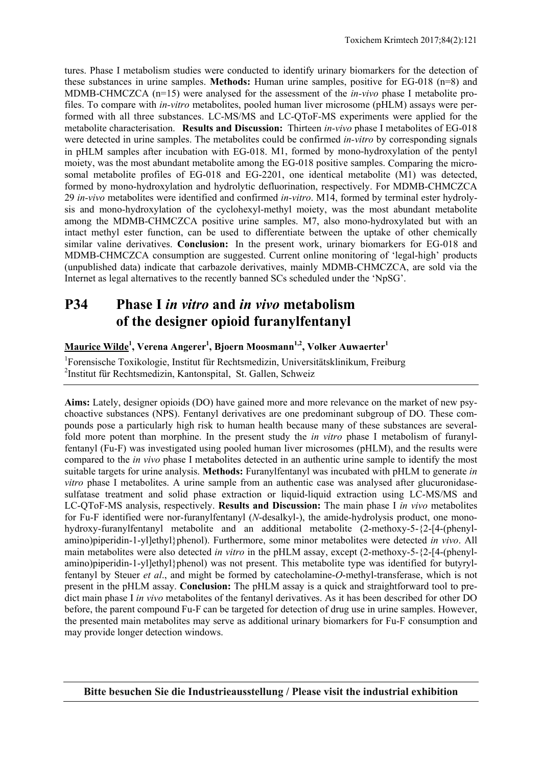tures. Phase I metabolism studies were conducted to identify urinary biomarkers for the detection of these substances in urine samples. **Methods:** Human urine samples, positive for EG-018 (n=8) and MDMB-CHMCZCA (n=15) were analysed for the assessment of the *in-vivo* phase I metabolite profiles. To compare with *in-vitro* metabolites, pooled human liver microsome (pHLM) assays were performed with all three substances. LC-MS/MS and LC-QToF-MS experiments were applied for the metabolite characterisation. **Results and Discussion:** Thirteen *in-vivo* phase I metabolites of EG-018 were detected in urine samples. The metabolites could be confirmed *in-vitro* by corresponding signals in pHLM samples after incubation with EG-018. M1, formed by mono-hydroxylation of the pentyl moiety, was the most abundant metabolite among the EG-018 positive samples. Comparing the microsomal metabolite profiles of EG-018 and EG-2201, one identical metabolite (M1) was detected, formed by mono-hydroxylation and hydrolytic defluorination, respectively. For MDMB-CHMCZCA 29 *in-vivo* metabolites were identified and confirmed *in-vitro*. M14, formed by terminal ester hydrolysis and mono-hydroxylation of the cyclohexyl-methyl moiety, was the most abundant metabolite among the MDMB-CHMCZCA positive urine samples. M7, also mono-hydroxylated but with an intact methyl ester function, can be used to differentiate between the uptake of other chemically similar valine derivatives. **Conclusion:** In the present work, urinary biomarkers for EG-018 and MDMB-CHMCZCA consumption are suggested. Current online monitoring of 'legal-high' products (unpublished data) indicate that carbazole derivatives, mainly MDMB-CHMCZCA, are sold via the Internet as legal alternatives to the recently banned SCs scheduled under the 'NpSG'.

## P34 Phase I *in vitro* and *in vivo* metabolism of the designer opioid furanylfentanyl

**Maurice Wilde**[1], **Verena Angerer**[1], **Bjoern Moosmann**[1,2], **Volker Auwaerter**[1]

[1]Forensische Toxikologie, Institut für Rechtsmedizin, Universitätsklinikum, Freiburg
[2]Institut für Rechtsmedizin, Kantonspital, St. Gallen, Schweiz

**Aims:** Lately, designer opioids (DO) have gained more and more relevance on the market of new psychoactive substances (NPS). Fentanyl derivatives are one predominant subgroup of DO. These compounds pose a particularly high risk to human health because many of these substances are several-fold more potent than morphine. In the present study the *in vitro* phase I metabolism of furanylfentanyl (Fu-F) was investigated using pooled human liver microsomes (pHLM), and the results were compared to the *in vivo* phase I metabolites detected in an authentic urine sample to identify the most suitable targets for urine analysis. **Methods:** Furanylfentanyl was incubated with pHLM to generate *in vitro* phase I metabolites. A urine sample from an authentic case was analysed after glucuronidase-sulfatase treatment and solid phase extraction or liquid-liquid extraction using LC-MS/MS and LC-QToF-MS analysis, respectively. **Results and Discussion:** The main phase I *in vivo* metabolites for Fu-F identified were nor-furanylfentanyl (*N*-desalkyl-), the amide-hydrolysis product, one mono-hydroxy-furanylfentanyl metabolite and an additional metabolite (2-methoxy-5-{2-[4-(phenylamino)piperidin-1-yl]ethyl}phenol). Furthermore, some minor metabolites were detected *in vivo*. All main metabolites were also detected *in vitro* in the pHLM assay, except (2-methoxy-5-{2-[4-(phenylamino)piperidin-1-yl]ethyl}phenol) was not present. This metabolite type was identified for butyrylfentanyl by Steuer *et al*., and might be formed by catecholamine-*O*-methyl-transferase, which is not present in the pHLM assay. **Conclusion:** The pHLM assay is a quick and straightforward tool to predict main phase I *in vivo* metabolites of the fentanyl derivatives. As it has been described for other DO before, the parent compound Fu-F can be targeted for detection of drug use in urine samples. However, the presented main metabolites may serve as additional urinary biomarkers for Fu-F consumption and may provide longer detection windows.

**Bitte besuchen Sie die Industrieausstellung / Please visit the industrial exhibition**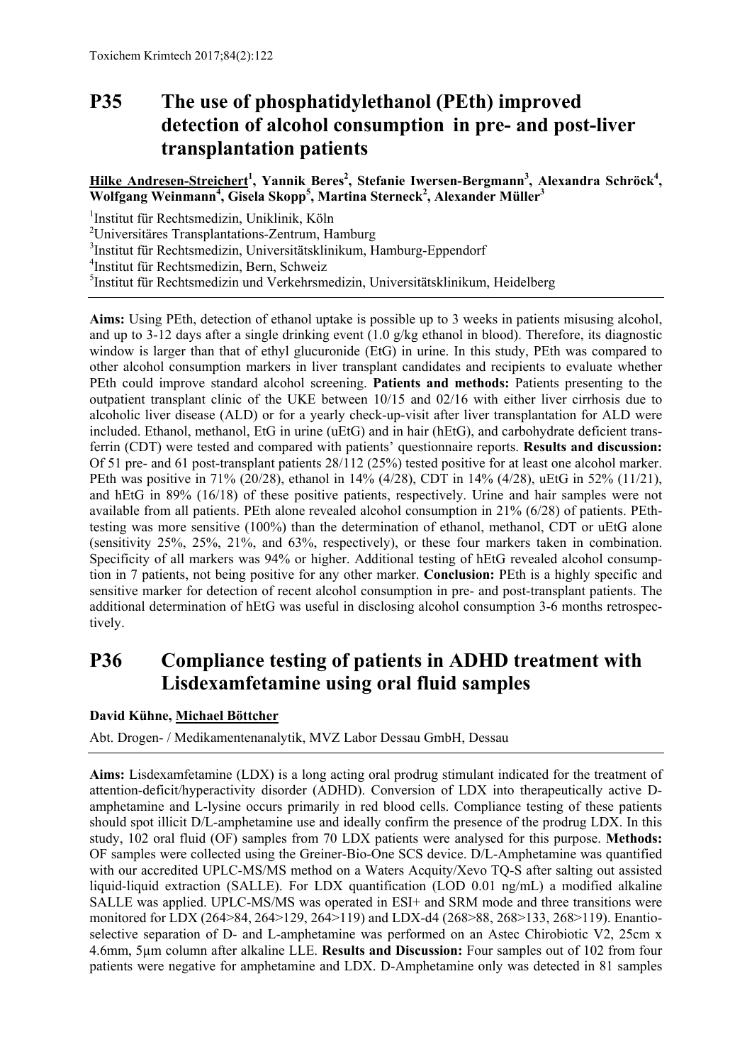## P35 The use of phosphatidylethanol (PEth) improved detection of alcohol consumption in pre- and post-liver transplantation patients

**Hilke Andresen-Streichert[1], Yannik Beres[2], Stefanie Iwersen-Bergmann[3], Alexandra Schröck[4], Wolfgang Weinmann[4], Gisela Skopp[5], Martina Sterneck[2], Alexander Müller[3]**

[1]Institut für Rechtsmedizin, Uniklinik, Köln
[2]Universitäres Transplantations-Zentrum, Hamburg
[3]Institut für Rechtsmedizin, Universitätsklinikum, Hamburg-Eppendorf
[4]Institut für Rechtsmedizin, Bern, Schweiz
[5]Institut für Rechtsmedizin und Verkehrsmedizin, Universitätsklinikum, Heidelberg

**Aims:** Using PEth, detection of ethanol uptake is possible up to 3 weeks in patients misusing alcohol, and up to 3-12 days after a single drinking event (1.0 g/kg ethanol in blood). Therefore, its diagnostic window is larger than that of ethyl glucuronide (EtG) in urine. In this study, PEth was compared to other alcohol consumption markers in liver transplant candidates and recipients to evaluate whether PEth could improve standard alcohol screening. **Patients and methods:** Patients presenting to the outpatient transplant clinic of the UKE between 10/15 and 02/16 with either liver cirrhosis due to alcoholic liver disease (ALD) or for a yearly check-up-visit after liver transplantation for ALD were included. Ethanol, methanol, EtG in urine (uEtG) and in hair (hEtG), and carbohydrate deficient transferrin (CDT) were tested and compared with patients' questionnaire reports. **Results and discussion:** Of 51 pre- and 61 post-transplant patients 28/112 (25%) tested positive for at least one alcohol marker. PEth was positive in 71% (20/28), ethanol in 14% (4/28), CDT in 14% (4/28), uEtG in 52% (11/21), and hEtG in 89% (16/18) of these positive patients, respectively. Urine and hair samples were not available from all patients. PEth alone revealed alcohol consumption in 21% (6/28) of patients. PEth-testing was more sensitive (100%) than the determination of ethanol, methanol, CDT or uEtG alone (sensitivity 25%, 25%, 21%, and 63%, respectively), or these four markers taken in combination. Specificity of all markers was 94% or higher. Additional testing of hEtG revealed alcohol consumption in 7 patients, not being positive for any other marker. **Conclusion:** PEth is a highly specific and sensitive marker for detection of recent alcohol consumption in pre- and post-transplant patients. The additional determination of hEtG was useful in disclosing alcohol consumption 3-6 months retrospectively.

## P36 Compliance testing of patients in ADHD treatment with Lisdexamfetamine using oral fluid samples

**David Kühne, Michael Böttcher**

Abt. Drogen- / Medikamentenanalytik, MVZ Labor Dessau GmbH, Dessau

**Aims:** Lisdexamfetamine (LDX) is a long acting oral prodrug stimulant indicated for the treatment of attention-deficit/hyperactivity disorder (ADHD). Conversion of LDX into therapeutically active D-amphetamine and L-lysine occurs primarily in red blood cells. Compliance testing of these patients should spot illicit D/L-amphetamine use and ideally confirm the presence of the prodrug LDX. In this study, 102 oral fluid (OF) samples from 70 LDX patients were analysed for this purpose. **Methods:** OF samples were collected using the Greiner-Bio-One SCS device. D/L-Amphetamine was quantified with our accredited UPLC-MS/MS method on a Waters Acquity/Xevo TQ-S after salting out assisted liquid-liquid extraction (SALLE). For LDX quantification (LOD 0.01 ng/mL) a modified alkaline SALLE was applied. UPLC-MS/MS was operated in ESI+ and SRM mode and three transitions were monitored for LDX (264>84, 264>129, 264>119) and LDX-d4 (268>88, 268>133, 268>119). Enantioselective separation of D- and L-amphetamine was performed on an Astec Chirobiotic V2, 25cm x 4.6mm, 5µm column after alkaline LLE. **Results and Discussion:** Four samples out of 102 from four patients were negative for amphetamine and LDX. D-Amphetamine only was detected in 81 samples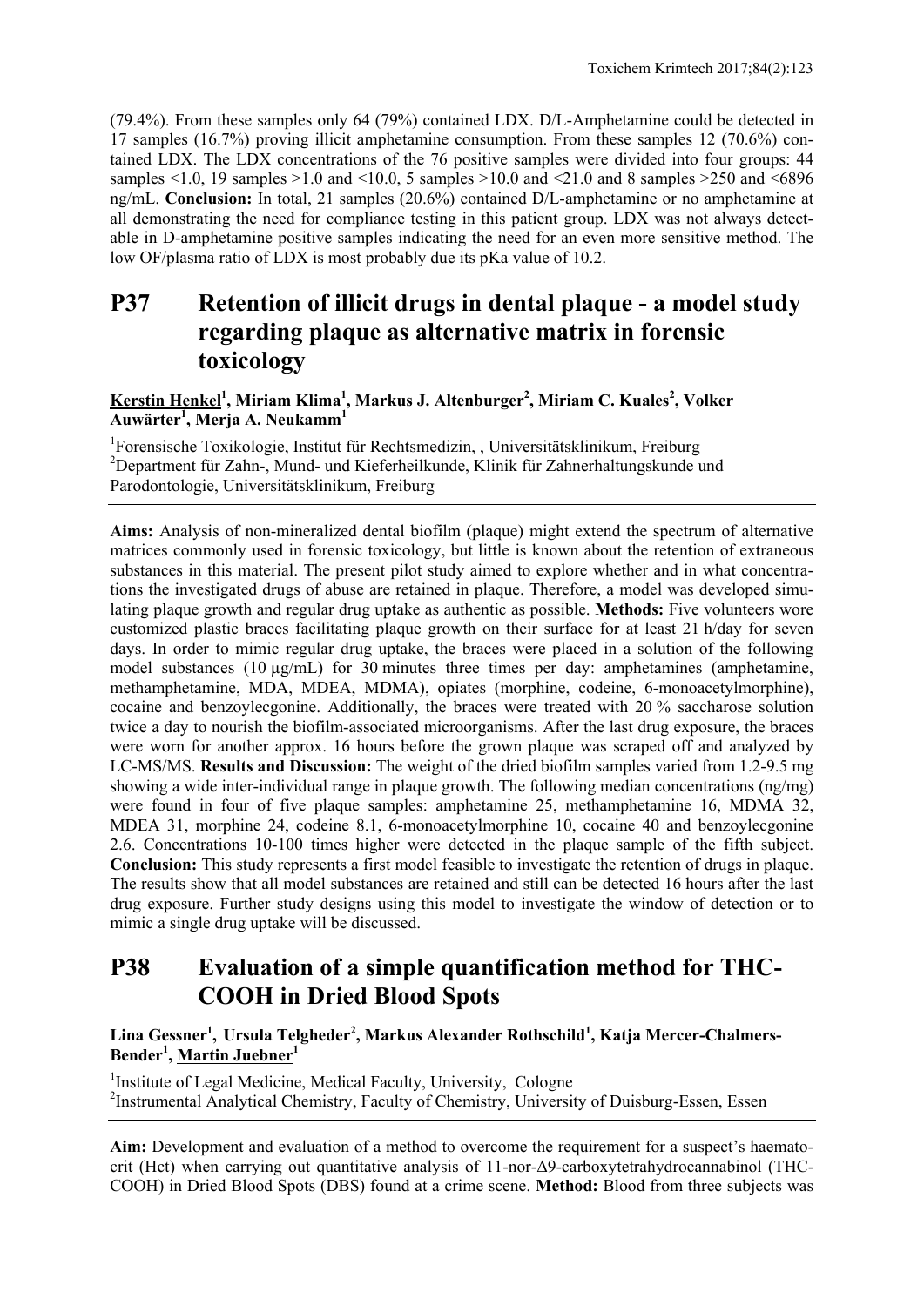(79.4%). From these samples only 64 (79%) contained LDX. D/L-Amphetamine could be detected in 17 samples (16.7%) proving illicit amphetamine consumption. From these samples 12 (70.6%) contained LDX. The LDX concentrations of the 76 positive samples were divided into four groups: 44 samples <1.0, 19 samples >1.0 and <10.0, 5 samples >10.0 and <21.0 and 8 samples >250 and <6896 ng/mL. **Conclusion:** In total, 21 samples (20.6%) contained D/L-amphetamine or no amphetamine at all demonstrating the need for compliance testing in this patient group. LDX was not always detectable in D-amphetamine positive samples indicating the need for an even more sensitive method. The low OF/plasma ratio of LDX is most probably due its pKa value of 10.2.

## P37 Retention of illicit drugs in dental plaque - a model study regarding plaque as alternative matrix in forensic toxicology

**Kerstin Henkel[1], Miriam Klima[1], Markus J. Altenburger[2], Miriam C. Kuales[2], Volker Auwärter[1], Merja A. Neukamm[1]**

[1]Forensische Toxikologie, Institut für Rechtsmedizin, , Universitätsklinikum, Freiburg
[2]Department für Zahn-, Mund- und Kieferheilkunde, Klinik für Zahnerhaltungskunde und Parodontologie, Universitätsklinikum, Freiburg

**Aims:** Analysis of non-mineralized dental biofilm (plaque) might extend the spectrum of alternative matrices commonly used in forensic toxicology, but little is known about the retention of extraneous substances in this material. The present pilot study aimed to explore whether and in what concentrations the investigated drugs of abuse are retained in plaque. Therefore, a model was developed simulating plaque growth and regular drug uptake as authentic as possible. **Methods:** Five volunteers wore customized plastic braces facilitating plaque growth on their surface for at least 21 h/day for seven days. In order to mimic regular drug uptake, the braces were placed in a solution of the following model substances (10 µg/mL) for 30 minutes three times per day: amphetamines (amphetamine, methamphetamine, MDA, MDEA, MDMA), opiates (morphine, codeine, 6-monoacetylmorphine), cocaine and benzoylecgonine. Additionally, the braces were treated with 20 % saccharose solution twice a day to nourish the biofilm-associated microorganisms. After the last drug exposure, the braces were worn for another approx. 16 hours before the grown plaque was scraped off and analyzed by LC-MS/MS. **Results and Discussion:** The weight of the dried biofilm samples varied from 1.2-9.5 mg showing a wide inter-individual range in plaque growth. The following median concentrations (ng/mg) were found in four of five plaque samples: amphetamine 25, methamphetamine 16, MDMA 32, MDEA 31, morphine 24, codeine 8.1, 6-monoacetylmorphine 10, cocaine 40 and benzoylecgonine 2.6. Concentrations 10-100 times higher were detected in the plaque sample of the fifth subject. **Conclusion:** This study represents a first model feasible to investigate the retention of drugs in plaque. The results show that all model substances are retained and still can be detected 16 hours after the last drug exposure. Further study designs using this model to investigate the window of detection or to mimic a single drug uptake will be discussed.

## P38 Evaluation of a simple quantification method for THC-COOH in Dried Blood Spots

**Lina Gessner[1], Ursula Telgheder[2], Markus Alexander Rothschild[1], Katja Mercer-Chalmers-Bender[1], Martin Juebner[1]**

[1]Institute of Legal Medicine, Medical Faculty, University, Cologne
[2]Instrumental Analytical Chemistry, Faculty of Chemistry, University of Duisburg-Essen, Essen

**Aim:** Development and evaluation of a method to overcome the requirement for a suspect's haematocrit (Hct) when carrying out quantitative analysis of 11-nor-Δ9-carboxytetrahydrocannabinol (THC-COOH) in Dried Blood Spots (DBS) found at a crime scene. **Method:** Blood from three subjects was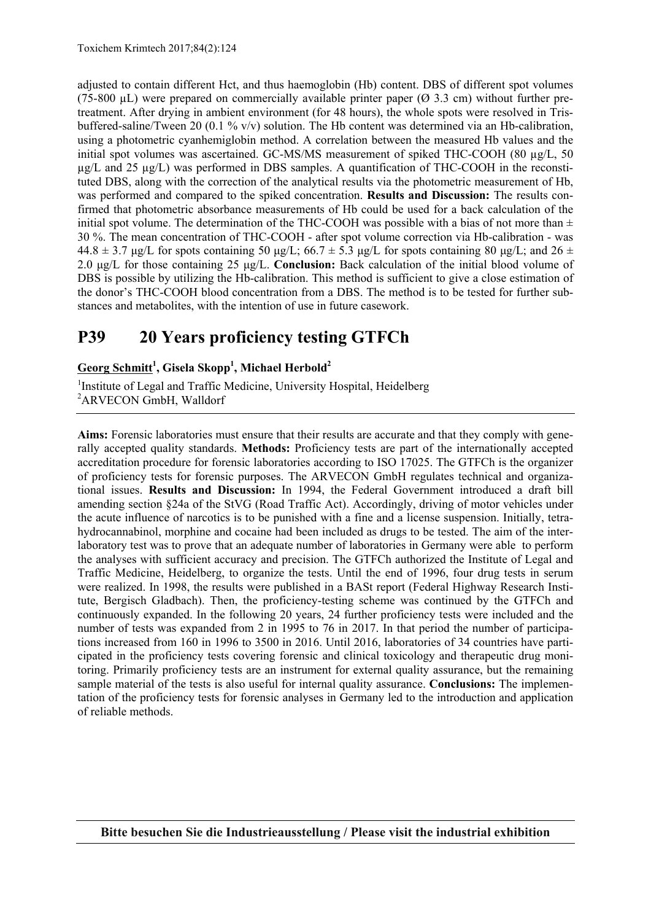adjusted to contain different Hct, and thus haemoglobin (Hb) content. DBS of different spot volumes (75-800 µL) were prepared on commercially available printer paper (Ø 3.3 cm) without further pre-treatment. After drying in ambient environment (for 48 hours), the whole spots were resolved in Tris-buffered-saline/Tween 20 (0.1 % v/v) solution. The Hb content was determined via an Hb-calibration, using a photometric cyanhemiglobin method. A correlation between the measured Hb values and the initial spot volumes was ascertained. GC-MS/MS measurement of spiked THC-COOH (80 µg/L, 50 µg/L and 25 µg/L) was performed in DBS samples. A quantification of THC-COOH in the reconstituted DBS, along with the correction of the analytical results via the photometric measurement of Hb, was performed and compared to the spiked concentration. **Results and Discussion:** The results confirmed that photometric absorbance measurements of Hb could be used for a back calculation of the initial spot volume. The determination of the THC-COOH was possible with a bias of not more than ± 30 %. The mean concentration of THC-COOH - after spot volume correction via Hb-calibration - was 44.8 ± 3.7 µg/L for spots containing 50 µg/L; 66.7 ± 5.3 µg/L for spots containing 80 µg/L; and 26 ± 2.0 µg/L for those containing 25 µg/L. **Conclusion:** Back calculation of the initial blood volume of DBS is possible by utilizing the Hb-calibration. This method is sufficient to give a close estimation of the donor's THC-COOH blood concentration from a DBS. The method is to be tested for further substances and metabolites, with the intention of use in future casework.

## P39 20 Years proficiency testing GTFCh

**Georg Schmitt[1], Gisela Skopp[1], Michael Herbold[2]**

[1]Institute of Legal and Traffic Medicine, University Hospital, Heidelberg
[2]ARVECON GmbH, Walldorf

---

**Aims:** Forensic laboratories must ensure that their results are accurate and that they comply with generally accepted quality standards. **Methods:** Proficiency tests are part of the internationally accepted accreditation procedure for forensic laboratories according to ISO 17025. The GTFCh is the organizer of proficiency tests for forensic purposes. The ARVECON GmbH regulates technical and organizational issues. **Results and Discussion:** In 1994, the Federal Government introduced a draft bill amending section §24a of the StVG (Road Traffic Act). Accordingly, driving of motor vehicles under the acute influence of narcotics is to be punished with a fine and a license suspension. Initially, tetrahydrocannabinol, morphine and cocaine had been included as drugs to be tested. The aim of the interlaboratory test was to prove that an adequate number of laboratories in Germany were able to perform the analyses with sufficient accuracy and precision. The GTFCh authorized the Institute of Legal and Traffic Medicine, Heidelberg, to organize the tests. Until the end of 1996, four drug tests in serum were realized. In 1998, the results were published in a BASt report (Federal Highway Research Institute, Bergisch Gladbach). Then, the proficiency-testing scheme was continued by the GTFCh and continuously expanded. In the following 20 years, 24 further proficiency tests were included and the number of tests was expanded from 2 in 1995 to 76 in 2017. In that period the number of participations increased from 160 in 1996 to 3500 in 2016. Until 2016, laboratories of 34 countries have participated in the proficiency tests covering forensic and clinical toxicology and therapeutic drug monitoring. Primarily proficiency tests are an instrument for external quality assurance, but the remaining sample material of the tests is also useful for internal quality assurance. **Conclusions:** The implementation of the proficiency tests for forensic analyses in Germany led to the introduction and application of reliable methods.

---

**Bitte besuchen Sie die Industrieausstellung / Please visit the industrial exhibition**